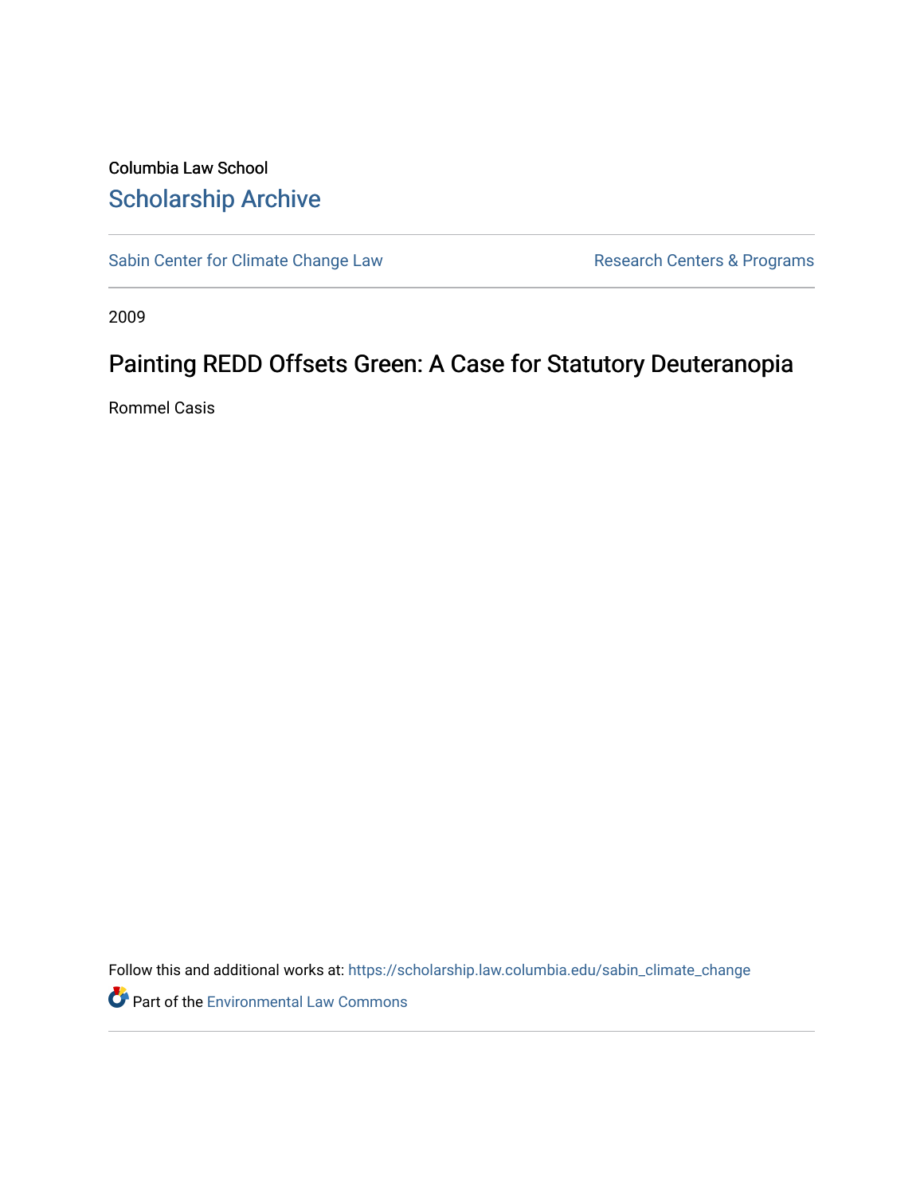Columbia Law School

# Scholarship Archive

Sabin Center for Climate Change Law | Research Centers & Programs

2009

## Painting REDD Offsets Green: A Case for Statutory Deuteranopia

Rommel Casis

Follow this and additional works at: https://scholarship.law.columbia.edu/sabin_climate_change

Part of the Environmental Law Commons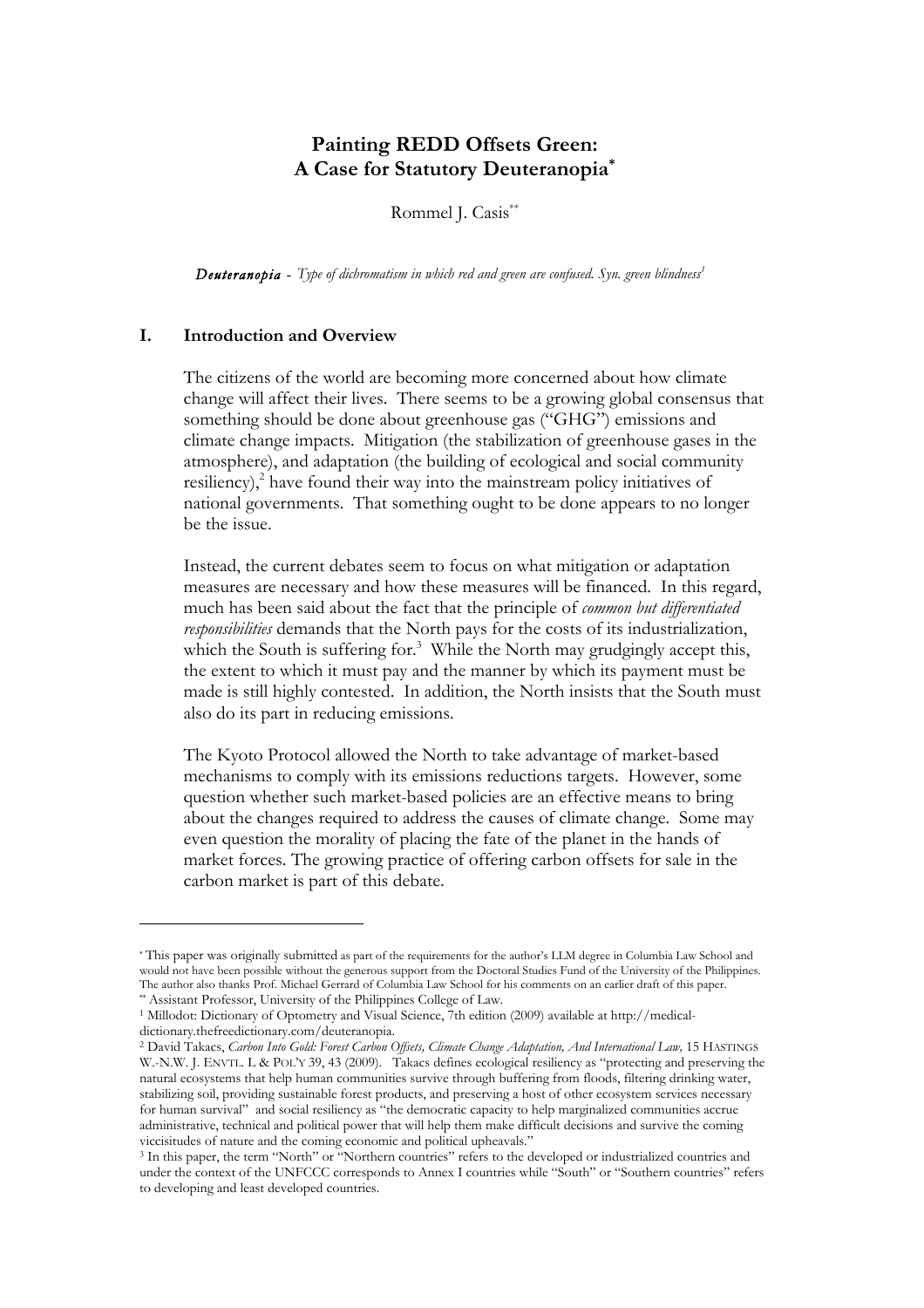# Painting REDD Offsets Green: A Case for Statutory Deuteranopia[*]

Rommel J. Casis[**]

***Deuteranopia*** - *Type of dichromatism in which red and green are confused. Syn. green blindness*[1]

## I. Introduction and Overview

The citizens of the world are becoming more concerned about how climate change will affect their lives. There seems to be a growing global consensus that something should be done about greenhouse gas ("GHG") emissions and climate change impacts. Mitigation (the stabilization of greenhouse gases in the atmosphere), and adaptation (the building of ecological and social community resiliency),[2] have found their way into the mainstream policy initiatives of national governments. That something ought to be done appears to no longer be the issue.

Instead, the current debates seem to focus on what mitigation or adaptation measures are necessary and how these measures will be financed. In this regard, much has been said about the fact that the principle of *common but differentiated responsibilities* demands that the North pays for the costs of its industrialization, which the South is suffering for.[3] While the North may grudgingly accept this, the extent to which it must pay and the manner by which its payment must be made is still highly contested. In addition, the North insists that the South must also do its part in reducing emissions.

The Kyoto Protocol allowed the North to take advantage of market-based mechanisms to comply with its emissions reductions targets. However, some question whether such market-based policies are an effective means to bring about the changes required to address the causes of climate change. Some may even question the morality of placing the fate of the planet in the hands of market forces. The growing practice of offering carbon offsets for sale in the carbon market is part of this debate.

---

[*] This paper was originally submitted as part of the requirements for the author's LLM degree in Columbia Law School and would not have been possible without the generous support from the Doctoral Studies Fund of the University of the Philippines. The author also thanks Prof. Michael Gerrard of Columbia Law School for his comments on an earlier draft of this paper.

[**] Assistant Professor, University of the Philippines College of Law.

[1] Millodot: Dictionary of Optometry and Visual Science, 7th edition (2009) available at http://medical-dictionary.thefreedictionary.com/deuteranopia.

[2] David Takacs, *Carbon Into Gold: Forest Carbon Offsets, Climate Change Adaptation, And International Law,* 15 HASTINGS W.-N.W. J. ENVTL. L & POL'Y 39, 43 (2009). Takacs defines ecological resiliency as "protecting and preserving the natural ecosystems that help human communities survive through buffering from floods, filtering drinking water, stabilizing soil, providing sustainable forest products, and preserving a host of other ecosystem services necessary for human survival" and social resiliency as "the democratic capacity to help marginalized communities accrue administrative, technical and political power that will help them make difficult decisions and survive the coming viccisitudes of nature and the coming economic and political upheavals."

[3] In this paper, the term "North" or "Northern countries" refers to the developed or industrialized countries and under the context of the UNFCCC corresponds to Annex I countries while "South" or "Southern countries" refers to developing and least developed countries.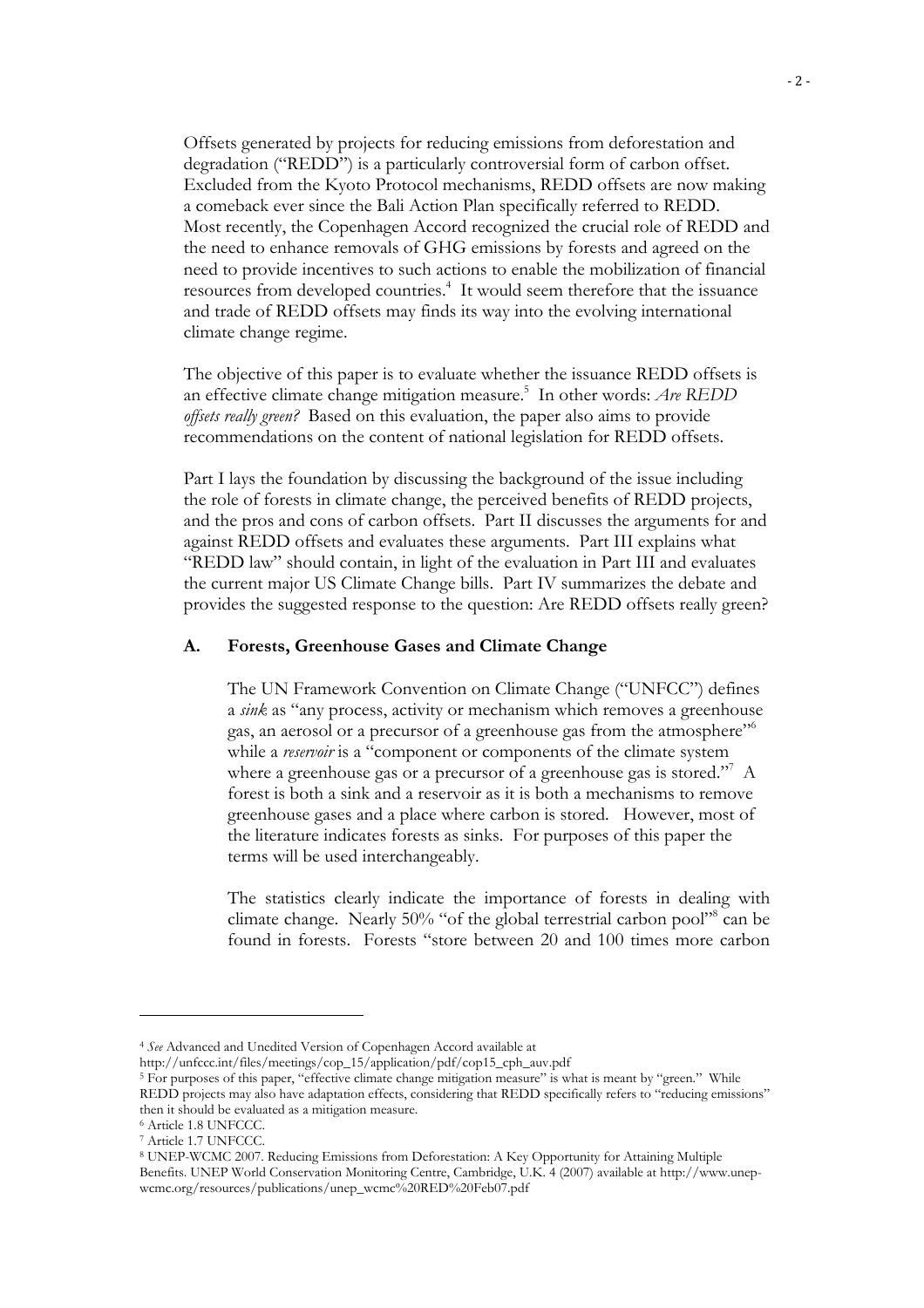Offsets generated by projects for reducing emissions from deforestation and degradation ("REDD") is a particularly controversial form of carbon offset. Excluded from the Kyoto Protocol mechanisms, REDD offsets are now making a comeback ever since the Bali Action Plan specifically referred to REDD. Most recently, the Copenhagen Accord recognized the crucial role of REDD and the need to enhance removals of GHG emissions by forests and agreed on the need to provide incentives to such actions to enable the mobilization of financial resources from developed countries.[4] It would seem therefore that the issuance and trade of REDD offsets may finds its way into the evolving international climate change regime.

The objective of this paper is to evaluate whether the issuance REDD offsets is an effective climate change mitigation measure.[5] In other words: *Are REDD offsets really green?* Based on this evaluation, the paper also aims to provide recommendations on the content of national legislation for REDD offsets.

Part I lays the foundation by discussing the background of the issue including the role of forests in climate change, the perceived benefits of REDD projects, and the pros and cons of carbon offsets. Part II discusses the arguments for and against REDD offsets and evaluates these arguments. Part III explains what "REDD law" should contain, in light of the evaluation in Part III and evaluates the current major US Climate Change bills. Part IV summarizes the debate and provides the suggested response to the question: Are REDD offsets really green?

### A. Forests, Greenhouse Gases and Climate Change

The UN Framework Convention on Climate Change ("UNFCC") defines a *sink* as "any process, activity or mechanism which removes a greenhouse gas, an aerosol or a precursor of a greenhouse gas from the atmosphere"[6] while a *reservoir* is a "component or components of the climate system where a greenhouse gas or a precursor of a greenhouse gas is stored."[7] A forest is both a sink and a reservoir as it is both a mechanisms to remove greenhouse gases and a place where carbon is stored. However, most of the literature indicates forests as sinks. For purposes of this paper the terms will be used interchangeably.

The statistics clearly indicate the importance of forests in dealing with climate change. Nearly 50% "of the global terrestrial carbon pool"[8] can be found in forests. Forests "store between 20 and 100 times more carbon

---

[4] *See* Advanced and Unedited Version of Copenhagen Accord available at http://unfccc.int/files/meetings/cop_15/application/pdf/cop15_cph_auv.pdf

[5] For purposes of this paper, "effective climate change mitigation measure" is what is meant by "green." While REDD projects may also have adaptation effects, considering that REDD specifically refers to "reducing emissions" then it should be evaluated as a mitigation measure.

[6] Article 1.8 UNFCCC.

[7] Article 1.7 UNFCCC.

[8] UNEP-WCMC 2007. Reducing Emissions from Deforestation: A Key Opportunity for Attaining Multiple Benefits. UNEP World Conservation Monitoring Centre, Cambridge, U.K. 4 (2007) available at http://www.unep-wcmc.org/resources/publications/unep_wcmc%20RED%20Feb07.pdf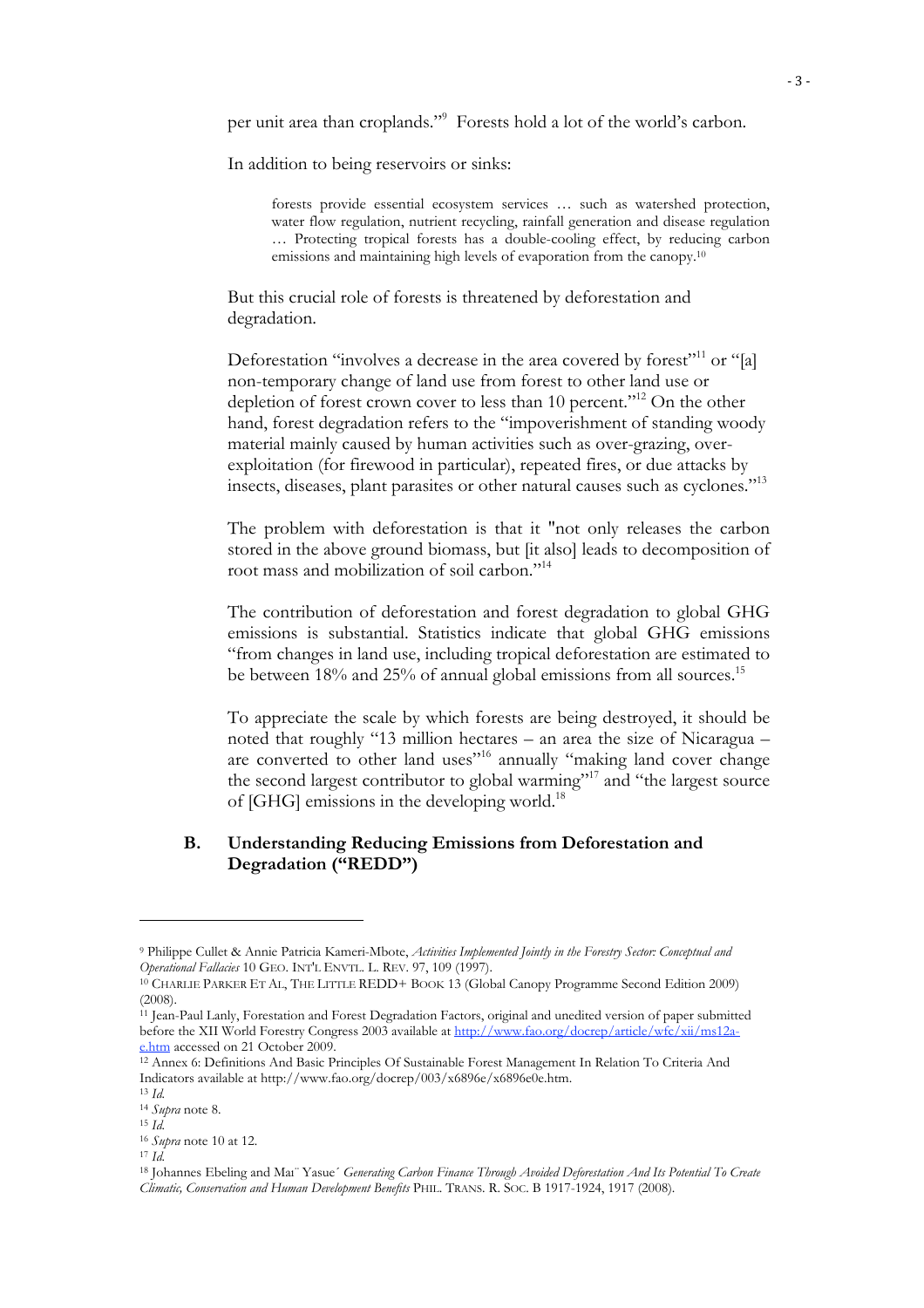per unit area than croplands."[9] Forests hold a lot of the world's carbon.

In addition to being reservoirs or sinks:

> forests provide essential ecosystem services … such as watershed protection, water flow regulation, nutrient recycling, rainfall generation and disease regulation … Protecting tropical forests has a double-cooling effect, by reducing carbon emissions and maintaining high levels of evaporation from the canopy.[10]

But this crucial role of forests is threatened by deforestation and degradation.

Deforestation "involves a decrease in the area covered by forest"[11] or "[a] non-temporary change of land use from forest to other land use or depletion of forest crown cover to less than 10 percent."[12] On the other hand, forest degradation refers to the "impoverishment of standing woody material mainly caused by human activities such as over-grazing, over-exploitation (for firewood in particular), repeated fires, or due attacks by insects, diseases, plant parasites or other natural causes such as cyclones."[13]

The problem with deforestation is that it "not only releases the carbon stored in the above ground biomass, but [it also] leads to decomposition of root mass and mobilization of soil carbon."[14]

The contribution of deforestation and forest degradation to global GHG emissions is substantial. Statistics indicate that global GHG emissions "from changes in land use, including tropical deforestation are estimated to be between 18% and 25% of annual global emissions from all sources.[15]

To appreciate the scale by which forests are being destroyed, it should be noted that roughly "13 million hectares – an area the size of Nicaragua – are converted to other land uses"[16] annually "making land cover change the second largest contributor to global warming"[17] and "the largest source of [GHG] emissions in the developing world.[18]

## B. Understanding Reducing Emissions from Deforestation and Degradation ("REDD")

---

[9] Philippe Cullet & Annie Patricia Kameri-Mbote, *Activities Implemented Jointly in the Forestry Sector: Conceptual and Operational Fallacies* 10 GEO. INT'L ENVTL. L. REV. 97, 109 (1997).

[10] CHARLIE PARKER ET AL, THE LITTLE REDD+ BOOK 13 (Global Canopy Programme Second Edition 2009) (2008).

[11] Jean-Paul Lanly, Forestation and Forest Degradation Factors, original and unedited version of paper submitted before the XII World Forestry Congress 2003 available at http://www.fao.org/docrep/article/wfc/xii/ms12a-e.htm accessed on 21 October 2009.

[12] Annex 6: Definitions And Basic Principles Of Sustainable Forest Management In Relation To Criteria And Indicators available at http://www.fao.org/docrep/003/x6896e/x6896e0e.htm.

[13] *Id.*

[14] *Supra* note 8.

[15] *Id.*

[16] *Supra* note 10 at 12.

[17] *Id.*

[18] Johannes Ebeling and Maï Yasué *Generating Carbon Finance Through Avoided Deforestation And Its Potential To Create Climatic, Conservation and Human Development Benefits* PHIL. TRANS. R. SOC. B 1917-1924, 1917 (2008).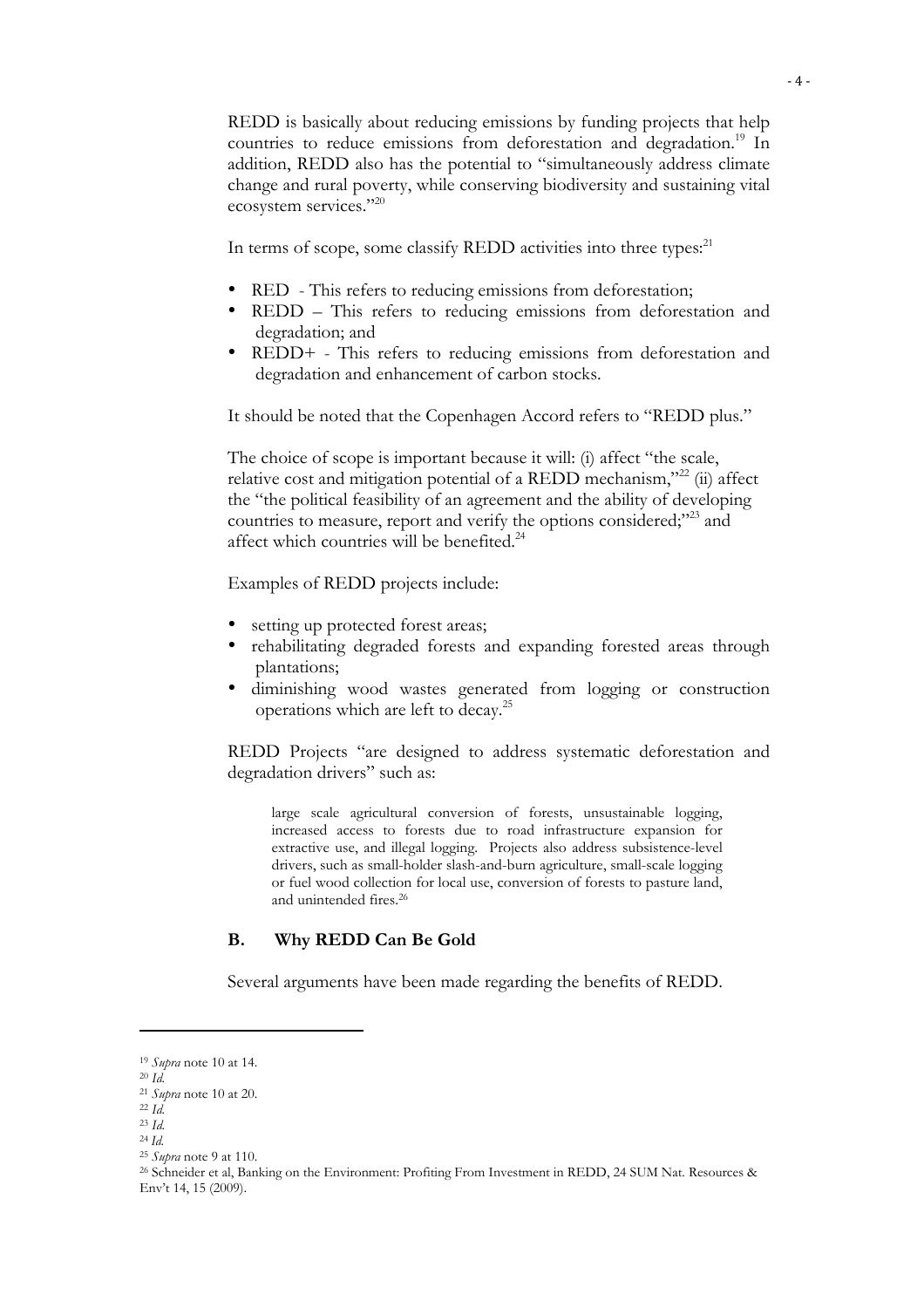REDD is basically about reducing emissions by funding projects that help countries to reduce emissions from deforestation and degradation.[19] In addition, REDD also has the potential to "simultaneously address climate change and rural poverty, while conserving biodiversity and sustaining vital ecosystem services."[20]

In terms of scope, some classify REDD activities into three types:[21]

- RED - This refers to reducing emissions from deforestation;
- REDD – This refers to reducing emissions from deforestation and degradation; and
- REDD+ - This refers to reducing emissions from deforestation and degradation and enhancement of carbon stocks.

It should be noted that the Copenhagen Accord refers to "REDD plus."

The choice of scope is important because it will: (i) affect "the scale, relative cost and mitigation potential of a REDD mechanism,"[22] (ii) affect the "the political feasibility of an agreement and the ability of developing countries to measure, report and verify the options considered;"[23] and affect which countries will be benefited.[24]

Examples of REDD projects include:

- setting up protected forest areas;
- rehabilitating degraded forests and expanding forested areas through plantations;
- diminishing wood wastes generated from logging or construction operations which are left to decay.[25]

REDD Projects "are designed to address systematic deforestation and degradation drivers" such as:

> large scale agricultural conversion of forests, unsustainable logging, increased access to forests due to road infrastructure expansion for extractive use, and illegal logging. Projects also address subsistence-level drivers, such as small-holder slash-and-burn agriculture, small-scale logging or fuel wood collection for local use, conversion of forests to pasture land, and unintended fires.[26]

### B. Why REDD Can Be Gold

Several arguments have been made regarding the benefits of REDD.

---

[19] *Supra* note 10 at 14.
[20] *Id.*
[21] *Supra* note 10 at 20.
[22] *Id.*
[23] *Id.*
[24] *Id.*
[25] *Supra* note 9 at 110.
[26] Schneider et al, Banking on the Environment: Profiting From Investment in REDD, 24 SUM Nat. Resources & Env't 14, 15 (2009).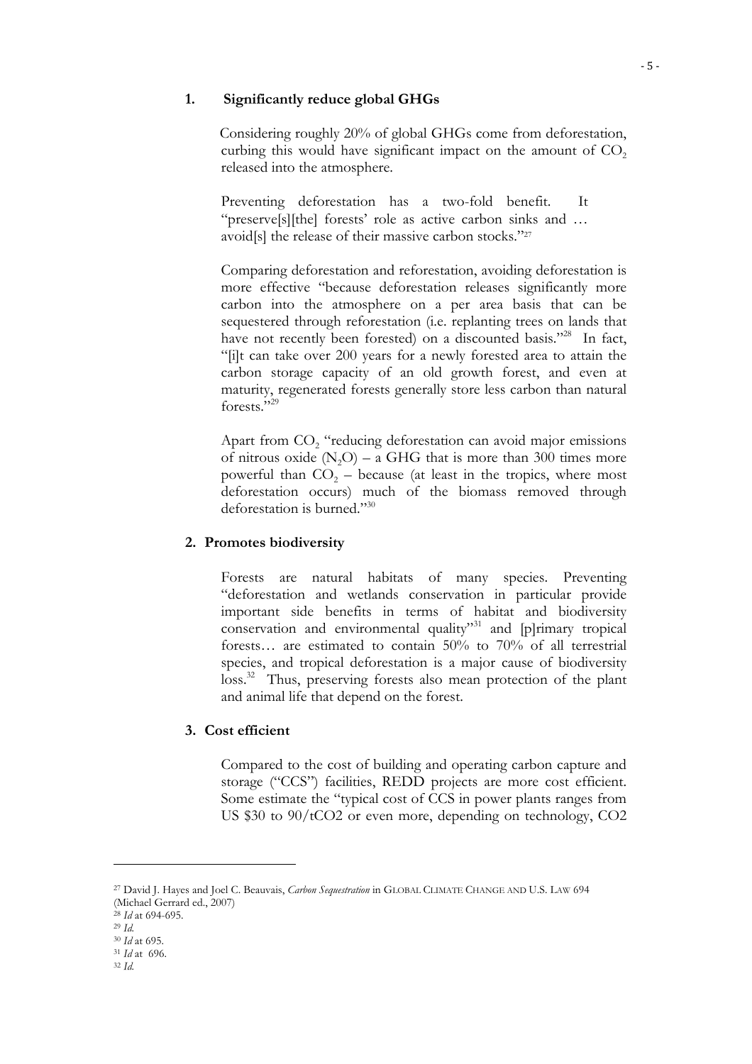### 1. Significantly reduce global GHGs

Considering roughly 20% of global GHGs come from deforestation, curbing this would have significant impact on the amount of $CO_2$ released into the atmosphere.

Preventing deforestation has a two-fold benefit. It "preserve[s][the] forests' role as active carbon sinks and … avoid[s] the release of their massive carbon stocks."[27]

Comparing deforestation and reforestation, avoiding deforestation is more effective "because deforestation releases significantly more carbon into the atmosphere on a per area basis that can be sequestered through reforestation (i.e. replanting trees on lands that have not recently been forested) on a discounted basis."[28] In fact, "[i]t can take over 200 years for a newly forested area to attain the carbon storage capacity of an old growth forest, and even at maturity, regenerated forests generally store less carbon than natural forests."[29]

Apart from $CO_2$ "reducing deforestation can avoid major emissions of nitrous oxide ($N_2O$) – a GHG that is more than 300 times more powerful than $CO_2$ – because (at least in the tropics, where most deforestation occurs) much of the biomass removed through deforestation is burned."[30]

### 2. Promotes biodiversity

Forests are natural habitats of many species. Preventing "deforestation and wetlands conservation in particular provide important side benefits in terms of habitat and biodiversity conservation and environmental quality"[31] and [p]rimary tropical forests… are estimated to contain 50% to 70% of all terrestrial species, and tropical deforestation is a major cause of biodiversity loss.[32] Thus, preserving forests also mean protection of the plant and animal life that depend on the forest.

### 3. Cost efficient

Compared to the cost of building and operating carbon capture and storage ("CCS") facilities, REDD projects are more cost efficient. Some estimate the "typical cost of CCS in power plants ranges from US $30 to 90/tCO2 or even more, depending on technology, CO2

---

[27] David J. Hayes and Joel C. Beauvais, *Carbon Sequestration* in GLOBAL CLIMATE CHANGE AND U.S. LAW 694 (Michael Gerrard ed., 2007)

[28] *Id* at 694-695.

[29] *Id.*

[30] *Id* at 695.

[31] *Id* at 696.

[32] *Id.*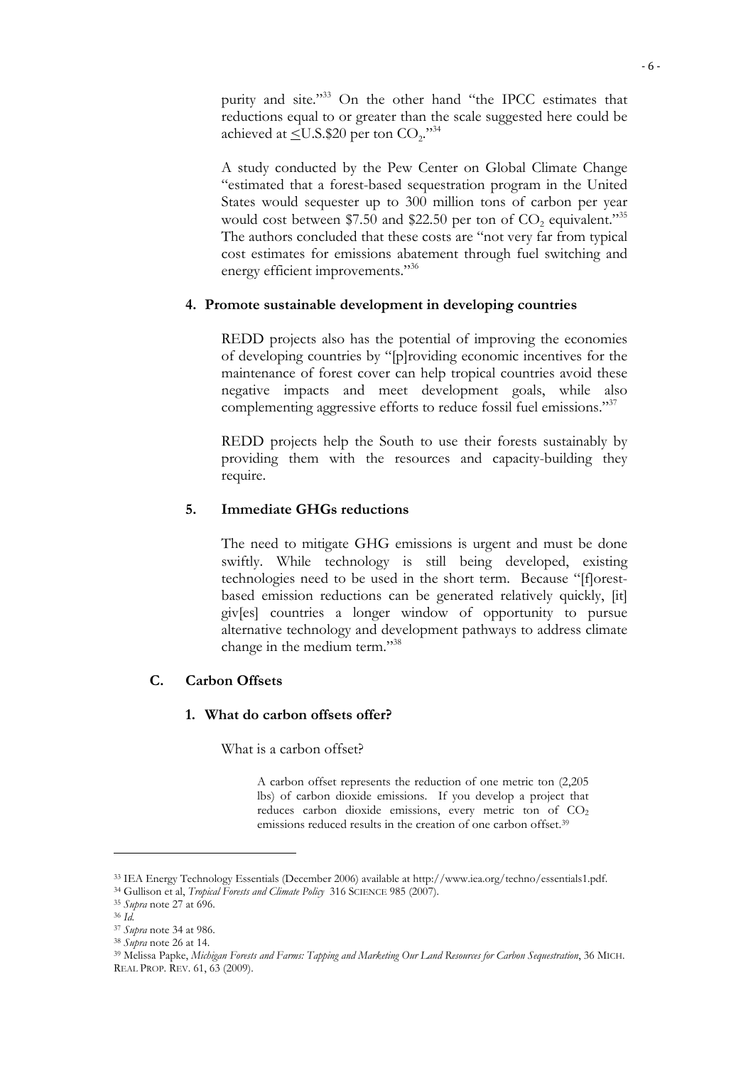purity and site."[33] On the other hand "the IPCC estimates that reductions equal to or greater than the scale suggested here could be achieved at $\leq$U.S.$20 per ton $CO_2$."[34]

A study conducted by the Pew Center on Global Climate Change "estimated that a forest-based sequestration program in the United States would sequester up to 300 million tons of carbon per year would cost between $7.50 and $22.50 per ton of $CO_2$ equivalent."[35] The authors concluded that these costs are "not very far from typical cost estimates for emissions abatement through fuel switching and energy efficient improvements."[36]

#### 4. Promote sustainable development in developing countries

REDD projects also has the potential of improving the economies of developing countries by "[p]roviding economic incentives for the maintenance of forest cover can help tropical countries avoid these negative impacts and meet development goals, while also complementing aggressive efforts to reduce fossil fuel emissions."[37]

REDD projects help the South to use their forests sustainably by providing them with the resources and capacity-building they require.

#### 5. Immediate GHGs reductions

The need to mitigate GHG emissions is urgent and must be done swiftly. While technology is still being developed, existing technologies need to be used in the short term. Because "[f]orest-based emission reductions can be generated relatively quickly, [it] giv[es] countries a longer window of opportunity to pursue alternative technology and development pathways to address climate change in the medium term."[38]

### C. Carbon Offsets

#### 1. What do carbon offsets offer?

What is a carbon offset?

> A carbon offset represents the reduction of one metric ton (2,205 lbs) of carbon dioxide emissions. If you develop a project that reduces carbon dioxide emissions, every metric ton of $CO_2$ emissions reduced results in the creation of one carbon offset.[39]

---

[33] IEA Energy Technology Essentials (December 2006) available at http://www.iea.org/techno/essentials1.pdf.

[34] Gullison et al, *Tropical Forests and Climate Policy* 316 SCIENCE 985 (2007).

[35] *Supra* note 27 at 696.

[36] *Id.*

[37] *Supra* note 34 at 986.

[38] *Supra* note 26 at 14.

[39] Melissa Papke, *Michigan Forests and Farms: Tapping and Marketing Our Land Resources for Carbon Sequestration*, 36 MICH. REAL PROP. REV. 61, 63 (2009).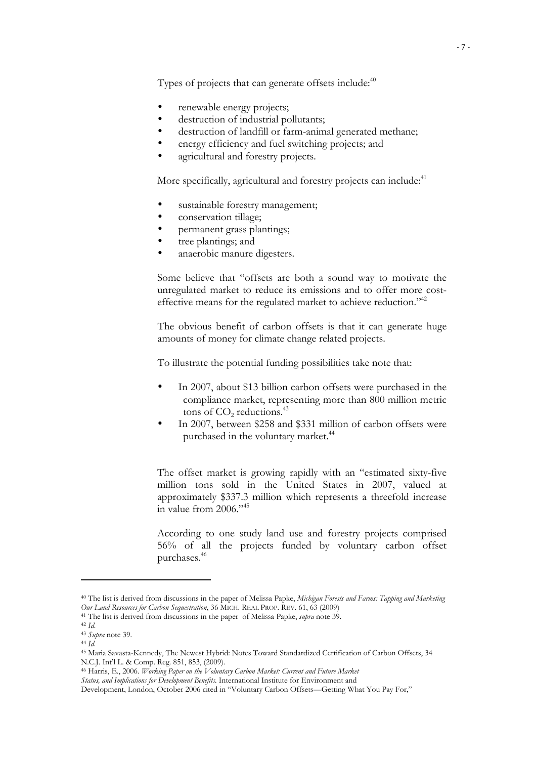Types of projects that can generate offsets include:[40]

- renewable energy projects;
- destruction of industrial pollutants;
- destruction of landfill or farm-animal generated methane;
- energy efficiency and fuel switching projects; and
- agricultural and forestry projects.

More specifically, agricultural and forestry projects can include:[41]

- sustainable forestry management;
- conservation tillage;
- permanent grass plantings;
- tree plantings; and
- anaerobic manure digesters.

Some believe that "offsets are both a sound way to motivate the unregulated market to reduce its emissions and to offer more cost-effective means for the regulated market to achieve reduction."[42]

The obvious benefit of carbon offsets is that it can generate huge amounts of money for climate change related projects.

To illustrate the potential funding possibilities take note that:

- In 2007, about $13 billion carbon offsets were purchased in the compliance market, representing more than 800 million metric tons of $CO_2$ reductions.[43]
- In 2007, between $258 and $331 million of carbon offsets were purchased in the voluntary market.[44]

The offset market is growing rapidly with an "estimated sixty-five million tons sold in the United States in 2007, valued at approximately $337.3 million which represents a threefold increase in value from 2006."[45]

According to one study land use and forestry projects comprised 56% of all the projects funded by voluntary carbon offset purchases.[46]

---

[40] The list is derived from discussions in the paper of Melissa Papke, *Michigan Forests and Farms: Tapping and Marketing Our Land Resources for Carbon Sequestration*, 36 MICH. REAL PROP. REV. 61, 63 (2009)

[41] The list is derived from discussions in the paper of Melissa Papke, *supra* note 39.

[42] *Id.*

[43] *Supra* note 39.

[44] *Id.*

[45] Maria Savasta-Kennedy, The Newest Hybrid: Notes Toward Standardized Certification of Carbon Offsets, 34 N.C.J. Int'l L. & Comp. Reg. 851, 853, (2009).

[46] Harris, E., 2006. *Working Paper on the Voluntary Carbon Market: Current and Future Market Status, and Implications for Development Benefits.* International Institute for Environment and Development, London, October 2006 cited in "Voluntary Carbon Offsets—Getting What You Pay For,"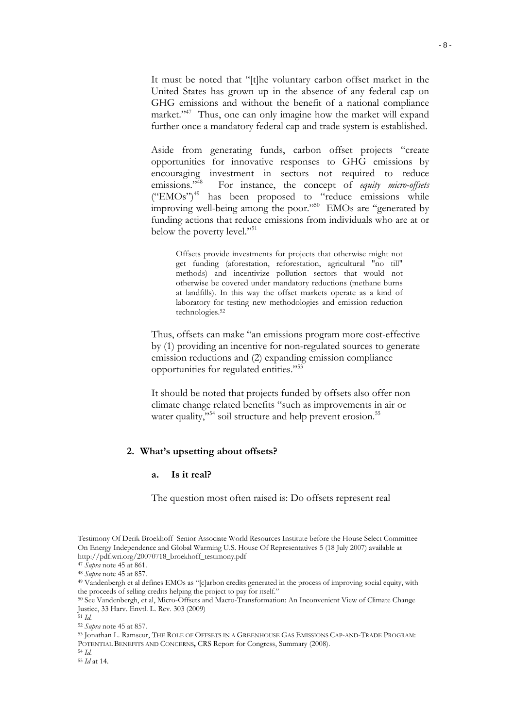It must be noted that "[t]he voluntary carbon offset market in the United States has grown up in the absence of any federal cap on GHG emissions and without the benefit of a national compliance market."[47] Thus, one can only imagine how the market will expand further once a mandatory federal cap and trade system is established.

Aside from generating funds, carbon offset projects "create opportunities for innovative responses to GHG emissions by encouraging investment in sectors not required to reduce emissions."[48] For instance, the concept of *equity micro-offsets* ("EMOs")[49] has been proposed to "reduce emissions while improving well-being among the poor."[50] EMOs are "generated by funding actions that reduce emissions from individuals who are at or below the poverty level."[51]

> Offsets provide investments for projects that otherwise might not get funding (aforestation, reforestation, agricultural "no till" methods) and incentivize pollution sectors that would not otherwise be covered under mandatory reductions (methane burns at landfills). In this way the offset markets operate as a kind of laboratory for testing new methodologies and emission reduction technologies.[52]

Thus, offsets can make "an emissions program more cost-effective by (1) providing an incentive for non-regulated sources to generate emission reductions and (2) expanding emission compliance opportunities for regulated entities."[53]

It should be noted that projects funded by offsets also offer non climate change related benefits "such as improvements in air or water quality,"[54] soil structure and help prevent erosion.[55]

## 2. What's upsetting about offsets?

### a. Is it real?

The question most often raised is: Do offsets represent real

---

Testimony Of Derik Broekhoff Senior Associate World Resources Institute before the House Select Committee On Energy Independence and Global Warming U.S. House Of Representatives 5 (18 July 2007) available at http://pdf.wri.org/20070718_broekhoff_testimony.pdf

[47] *Supra* note 45 at 861.

[48] *Supra* note 45 at 857.

[49] Vandenbergh et al defines EMOs as "[c]arbon credits generated in the process of improving social equity, with the proceeds of selling credits helping the project to pay for itself."

[50] See Vandenbergh, et al, Micro-Offsets and Macro-Transformation: An Inconvenient View of Climate Change Justice, 33 Harv. Envtl. L. Rev. 303 (2009)

[51] *Id.*

[52] *Supra* note 45 at 857.

[53] Jonathan L. Ramseur, THE ROLE OF OFFSETS IN A GREENHOUSE GAS EMISSIONS CAP-AND-TRADE PROGRAM: POTENTIAL BENEFITS AND CONCERNS, CRS Report for Congress, Summary (2008).

[54] *Id.*

[55] *Id* at 14.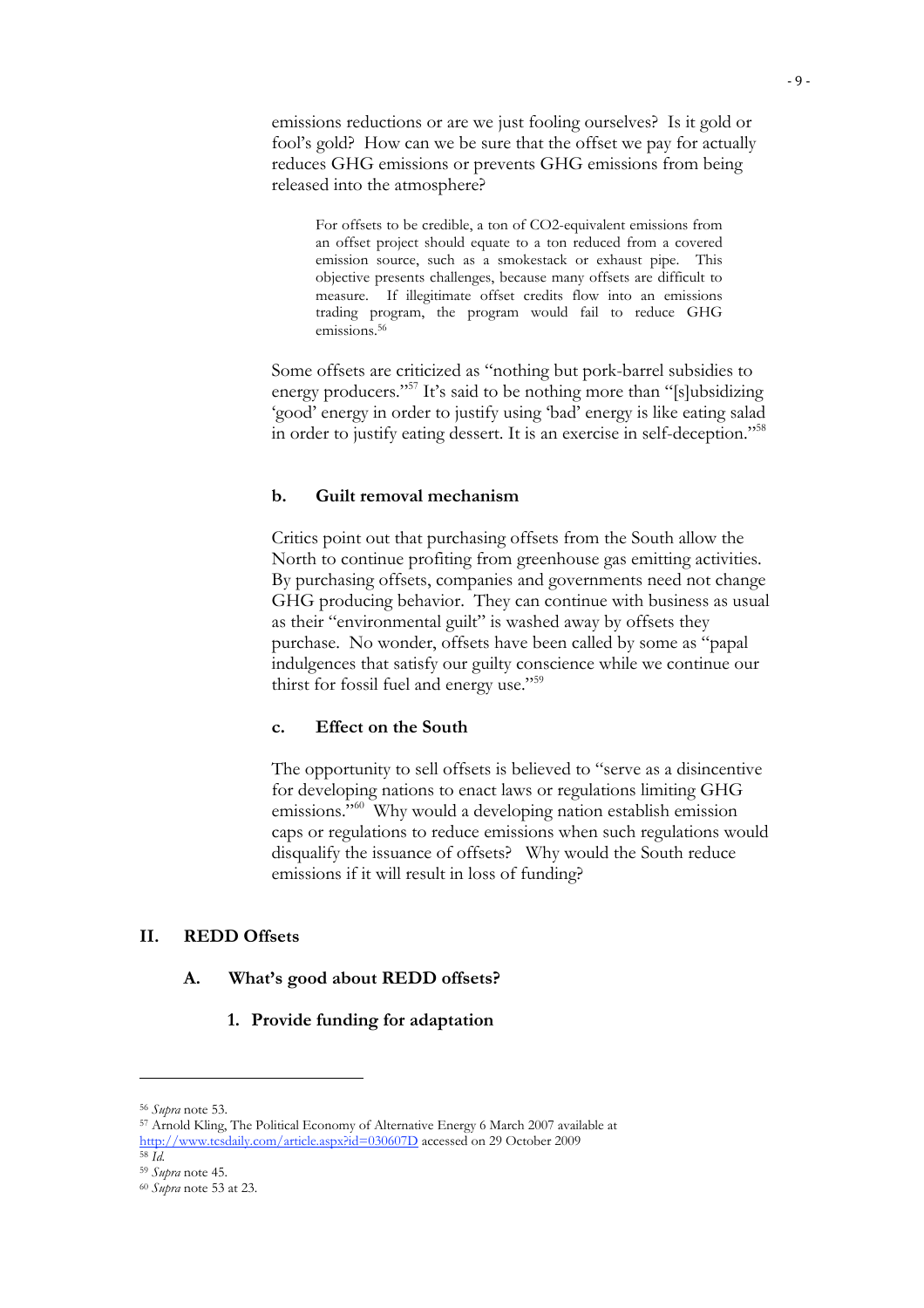emissions reductions or are we just fooling ourselves? Is it gold or fool's gold? How can we be sure that the offset we pay for actually reduces GHG emissions or prevents GHG emissions from being released into the atmosphere?

> For offsets to be credible, a ton of CO2-equivalent emissions from an offset project should equate to a ton reduced from a covered emission source, such as a smokestack or exhaust pipe. This objective presents challenges, because many offsets are difficult to measure. If illegitimate offset credits flow into an emissions trading program, the program would fail to reduce GHG emissions.[56]

Some offsets are criticized as "nothing but pork-barrel subsidies to energy producers."[57] It's said to be nothing more than "[s]ubsidizing 'good' energy in order to justify using 'bad' energy is like eating salad in order to justify eating dessert. It is an exercise in self-deception."[58]

#### b. Guilt removal mechanism

Critics point out that purchasing offsets from the South allow the North to continue profiting from greenhouse gas emitting activities. By purchasing offsets, companies and governments need not change GHG producing behavior. They can continue with business as usual as their "environmental guilt" is washed away by offsets they purchase. No wonder, offsets have been called by some as "papal indulgences that satisfy our guilty conscience while we continue our thirst for fossil fuel and energy use."[59]

#### c. Effect on the South

The opportunity to sell offsets is believed to "serve as a disincentive for developing nations to enact laws or regulations limiting GHG emissions."[60] Why would a developing nation establish emission caps or regulations to reduce emissions when such regulations would disqualify the issuance of offsets? Why would the South reduce emissions if it will result in loss of funding?

## II. REDD Offsets

### A. What's good about REDD offsets?

#### 1. Provide funding for adaptation

---

[56] *Supra* note 53.

[57] Arnold Kling, The Political Economy of Alternative Energy 6 March 2007 available at http://www.tcsdaily.com/article.aspx?id=030607D accessed on 29 October 2009

[58] *Id.*

[59] *Supra* note 45.

[60] *Supra* note 53 at 23.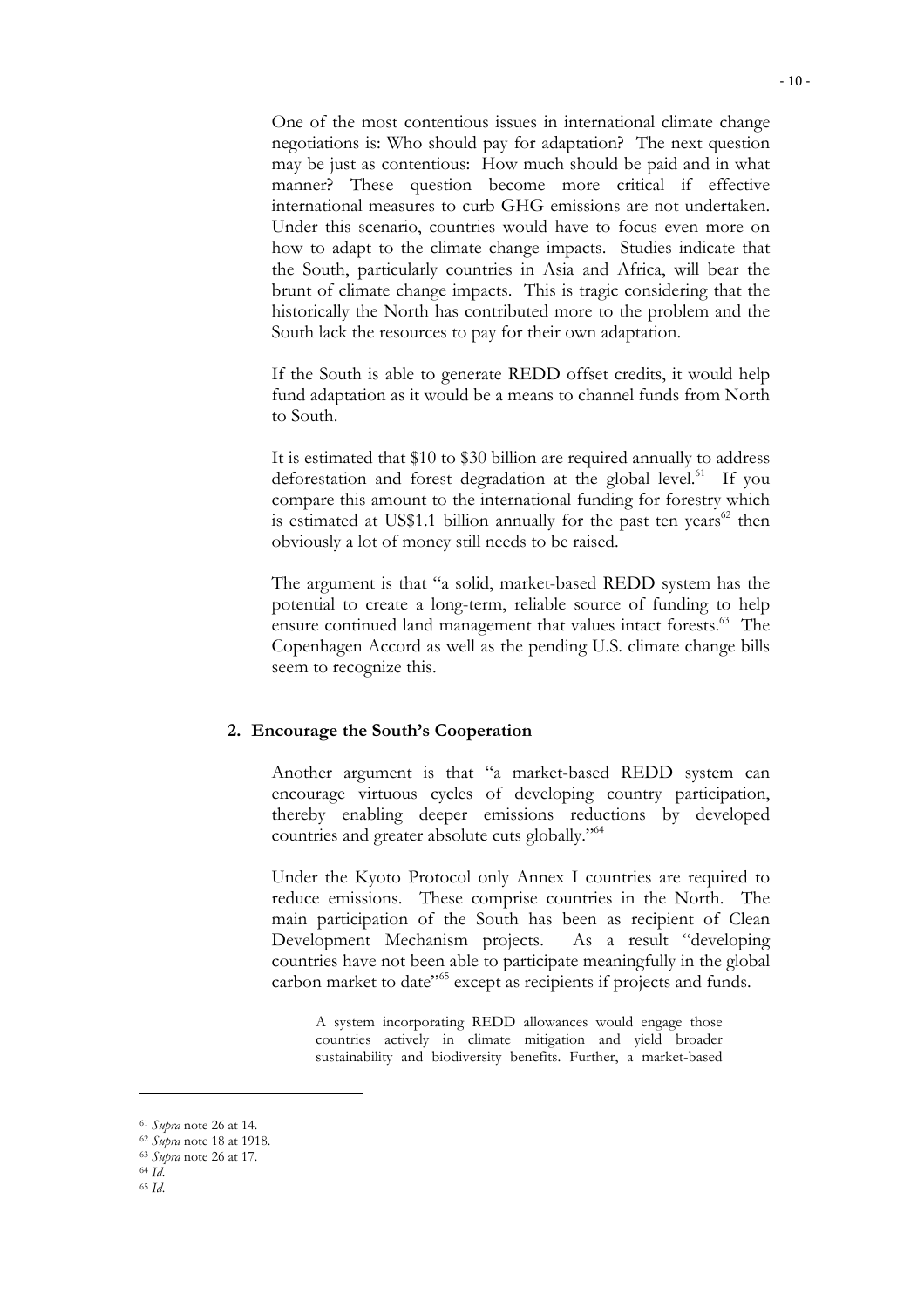One of the most contentious issues in international climate change negotiations is: Who should pay for adaptation? The next question may be just as contentious: How much should be paid and in what manner? These question become more critical if effective international measures to curb GHG emissions are not undertaken. Under this scenario, countries would have to focus even more on how to adapt to the climate change impacts. Studies indicate that the South, particularly countries in Asia and Africa, will bear the brunt of climate change impacts. This is tragic considering that the historically the North has contributed more to the problem and the South lack the resources to pay for their own adaptation.

If the South is able to generate REDD offset credits, it would help fund adaptation as it would be a means to channel funds from North to South.

It is estimated that \$10 to \$30 billion are required annually to address deforestation and forest degradation at the global level.[61] If you compare this amount to the international funding for forestry which is estimated at US\$1.1 billion annually for the past ten years[62] then obviously a lot of money still needs to be raised.

The argument is that "a solid, market-based REDD system has the potential to create a long-term, reliable source of funding to help ensure continued land management that values intact forests.[63] The Copenhagen Accord as well as the pending U.S. climate change bills seem to recognize this.

### 2. Encourage the South's Cooperation

Another argument is that "a market-based REDD system can encourage virtuous cycles of developing country participation, thereby enabling deeper emissions reductions by developed countries and greater absolute cuts globally."[64]

Under the Kyoto Protocol only Annex I countries are required to reduce emissions. These comprise countries in the North. The main participation of the South has been as recipient of Clean Development Mechanism projects. As a result "developing countries have not been able to participate meaningfully in the global carbon market to date"[65] except as recipients if projects and funds.

> A system incorporating REDD allowances would engage those countries actively in climate mitigation and yield broader sustainability and biodiversity benefits. Further, a market-based

---

[61] *Supra* note 26 at 14.
[62] *Supra* note 18 at 1918.
[63] *Supra* note 26 at 17.
[64] *Id.*
[65] *Id.*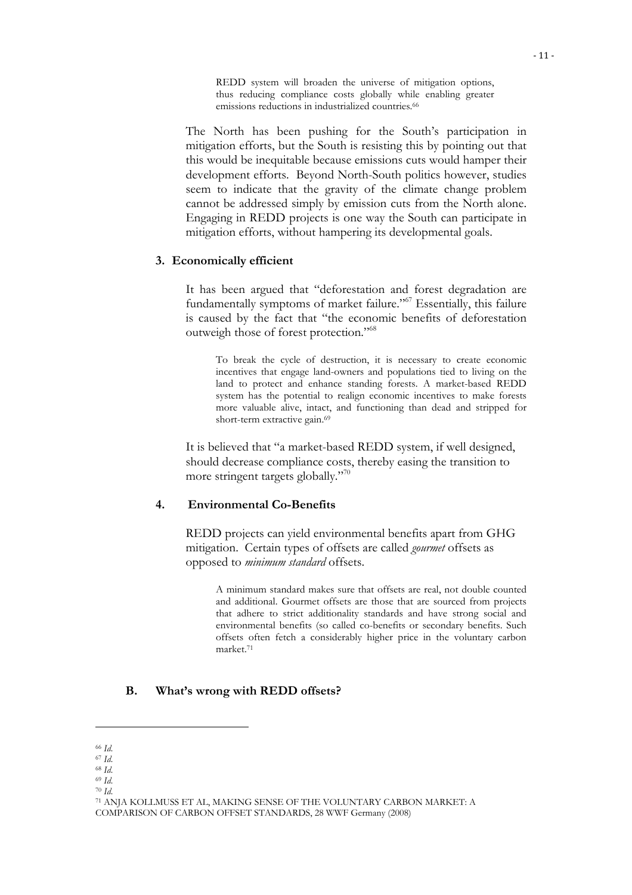> REDD system will broaden the universe of mitigation options, thus reducing compliance costs globally while enabling greater emissions reductions in industrialized countries.[66]

The North has been pushing for the South's participation in mitigation efforts, but the South is resisting this by pointing out that this would be inequitable because emissions cuts would hamper their development efforts. Beyond North-South politics however, studies seem to indicate that the gravity of the climate change problem cannot be addressed simply by emission cuts from the North alone. Engaging in REDD projects is one way the South can participate in mitigation efforts, without hampering its developmental goals.

### 3. Economically efficient

It has been argued that "deforestation and forest degradation are fundamentally symptoms of market failure."[67] Essentially, this failure is caused by the fact that "the economic benefits of deforestation outweigh those of forest protection."[68]

> To break the cycle of destruction, it is necessary to create economic incentives that engage land-owners and populations tied to living on the land to protect and enhance standing forests. A market-based REDD system has the potential to realign economic incentives to make forests more valuable alive, intact, and functioning than dead and stripped for short-term extractive gain.[69]

It is believed that "a market-based REDD system, if well designed, should decrease compliance costs, thereby easing the transition to more stringent targets globally."[70]

### 4. Environmental Co-Benefits

REDD projects can yield environmental benefits apart from GHG mitigation. Certain types of offsets are called *gourmet* offsets as opposed to *minimum standard* offsets.

> A minimum standard makes sure that offsets are real, not double counted and additional. Gourmet offsets are those that are sourced from projects that adhere to strict additionality standards and have strong social and environmental benefits (so called co-benefits or secondary benefits. Such offsets often fetch a considerably higher price in the voluntary carbon market.[71]

## B. What's wrong with REDD offsets?

---

[66] *Id.*
[67] *Id.*
[68] *Id.*
[69] *Id.*
[70] *Id.*
[71] ANJA KOLLMUSS ET AL, MAKING SENSE OF THE VOLUNTARY CARBON MARKET: A COMPARISON OF CARBON OFFSET STANDARDS, 28 WWF Germany (2008)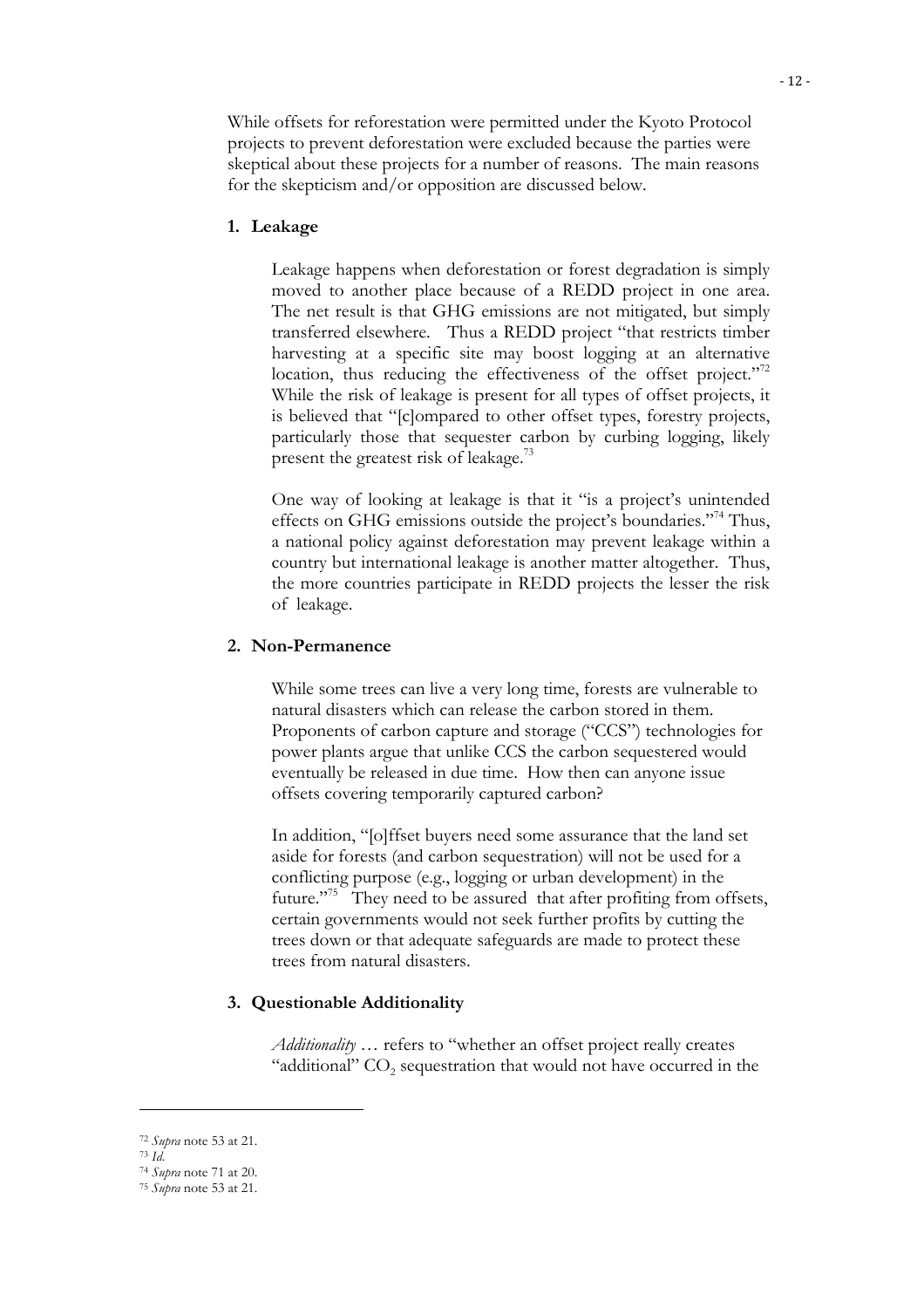While offsets for reforestation were permitted under the Kyoto Protocol projects to prevent deforestation were excluded because the parties were skeptical about these projects for a number of reasons. The main reasons for the skepticism and/or opposition are discussed below.

### 1. Leakage

Leakage happens when deforestation or forest degradation is simply moved to another place because of a REDD project in one area. The net result is that GHG emissions are not mitigated, but simply transferred elsewhere. Thus a REDD project "that restricts timber harvesting at a specific site may boost logging at an alternative location, thus reducing the effectiveness of the offset project."[72] While the risk of leakage is present for all types of offset projects, it is believed that "[c]ompared to other offset types, forestry projects, particularly those that sequester carbon by curbing logging, likely present the greatest risk of leakage.[73]

One way of looking at leakage is that it "is a project's unintended effects on GHG emissions outside the project's boundaries."[74] Thus, a national policy against deforestation may prevent leakage within a country but international leakage is another matter altogether. Thus, the more countries participate in REDD projects the lesser the risk of leakage.

### 2. Non-Permanence

While some trees can live a very long time, forests are vulnerable to natural disasters which can release the carbon stored in them. Proponents of carbon capture and storage ("CCS") technologies for power plants argue that unlike CCS the carbon sequestered would eventually be released in due time. How then can anyone issue offsets covering temporarily captured carbon?

In addition, "[o]ffset buyers need some assurance that the land set aside for forests (and carbon sequestration) will not be used for a conflicting purpose (e.g., logging or urban development) in the future."[75] They need to be assured that after profiting from offsets, certain governments would not seek further profits by cutting the trees down or that adequate safeguards are made to protect these trees from natural disasters.

### 3. Questionable Additionality

*Additionality* … refers to "whether an offset project really creates "additional" $CO_2$ sequestration that would not have occurred in the

---

[72] *Supra* note 53 at 21.

[73] *Id.*

[74] *Supra* note 71 at 20.

[75] *Supra* note 53 at 21.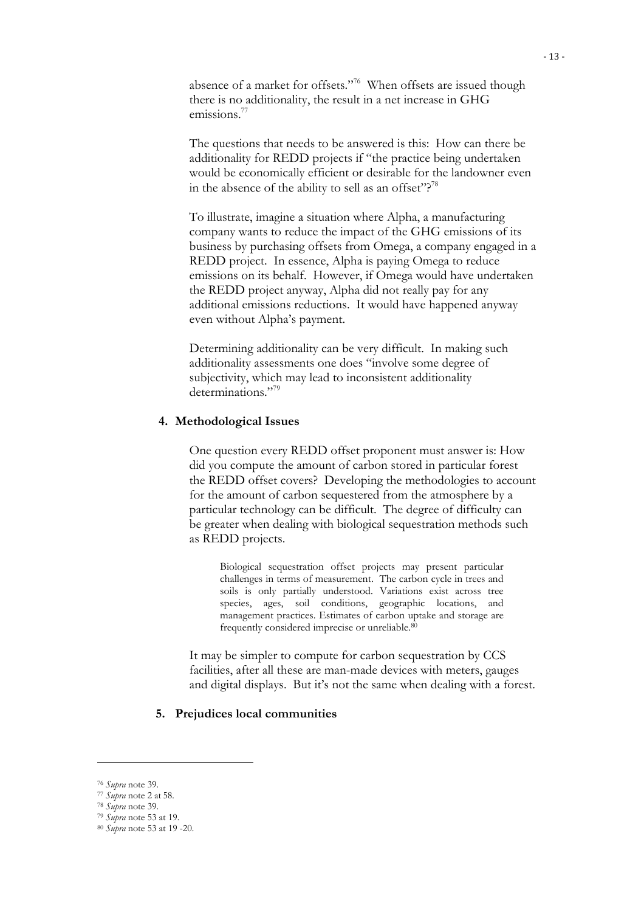absence of a market for offsets."[76] When offsets are issued though there is no additionality, the result in a net increase in GHG emissions.[77]

The questions that needs to be answered is this: How can there be additionality for REDD projects if "the practice being undertaken would be economically efficient or desirable for the landowner even in the absence of the ability to sell as an offset"?[78]

To illustrate, imagine a situation where Alpha, a manufacturing company wants to reduce the impact of the GHG emissions of its business by purchasing offsets from Omega, a company engaged in a REDD project. In essence, Alpha is paying Omega to reduce emissions on its behalf. However, if Omega would have undertaken the REDD project anyway, Alpha did not really pay for any additional emissions reductions. It would have happened anyway even without Alpha's payment.

Determining additionality can be very difficult. In making such additionality assessments one does "involve some degree of subjectivity, which may lead to inconsistent additionality determinations."[79]

#### 4. Methodological Issues

One question every REDD offset proponent must answer is: How did you compute the amount of carbon stored in particular forest the REDD offset covers? Developing the methodologies to account for the amount of carbon sequestered from the atmosphere by a particular technology can be difficult. The degree of difficulty can be greater when dealing with biological sequestration methods such as REDD projects.

> Biological sequestration offset projects may present particular challenges in terms of measurement. The carbon cycle in trees and soils is only partially understood. Variations exist across tree species, ages, soil conditions, geographic locations, and management practices. Estimates of carbon uptake and storage are frequently considered imprecise or unreliable.[80]

It may be simpler to compute for carbon sequestration by CCS facilities, after all these are man-made devices with meters, gauges and digital displays. But it's not the same when dealing with a forest.

#### 5. Prejudices local communities

---

[76] *Supra* note 39.

[77] *Supra* note 2 at 58.

[78] *Supra* note 39.

[79] *Supra* note 53 at 19.

[80] *Supra* note 53 at 19 -20.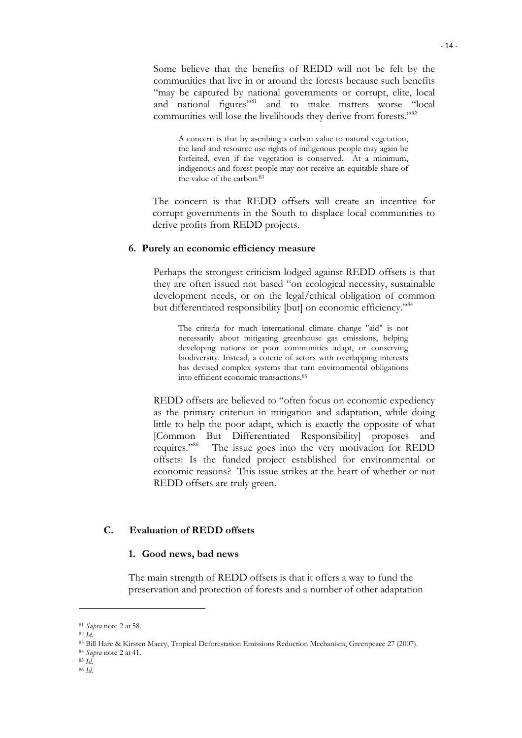Some believe that the benefits of REDD will not be felt by the communities that live in or around the forests because such benefits "may be captured by national governments or corrupt, elite, local and national figures"[81] and to make matters worse "local communities will lose the livelihoods they derive from forests."[82]

> A concern is that by ascribing a carbon value to natural vegetation, the land and resource use rights of indigenous people may again be forfeited, even if the vegetation is conserved. At a minimum, indigenous and forest people may not receive an equitable share of the value of the carbon.[83]

The concern is that REDD offsets will create an incentive for corrupt governments in the South to displace local communities to derive profits from REDD projects.

#### 6. Purely an economic efficiency measure

Perhaps the strongest criticism lodged against REDD offsets is that they are often issued not based "on ecological necessity, sustainable development needs, or on the legal/ethical obligation of common but differentiated responsibility [but] on economic efficiency."[84]

> The criteria for much international climate change "aid" is not necessarily about mitigating greenhouse gas emissions, helping developing nations or poor communities adapt, or conserving biodiversity. Instead, a coterie of actors with overlapping interests has devised complex systems that turn environmental obligations into efficient economic transactions.[85]

REDD offsets are believed to "often focus on economic expediency as the primary criterion in mitigation and adaptation, while doing little to help the poor adapt, which is exactly the opposite of what [Common But Differentiated Responsibility] proposes and requires."[86] The issue goes into the very motivation for REDD offsets: Is the funded project established for environmental or economic reasons? This issue strikes at the heart of whether or not REDD offsets are truly green.

### C. Evaluation of REDD offsets

#### 1. Good news, bad news

The main strength of REDD offsets is that it offers a way to fund the preservation and protection of forests and a number of other adaptation

---

[81] *Supra* note 2 at 58.

[82] *Id.*

[83] Bill Hare & Kirsten Macey, Tropical Deforestation Emissions Reduction Mechanism, Greenpeace 27 (2007).

[84] *Supra* note 2 at 41.

[85] *Id.*

[86] *Id.*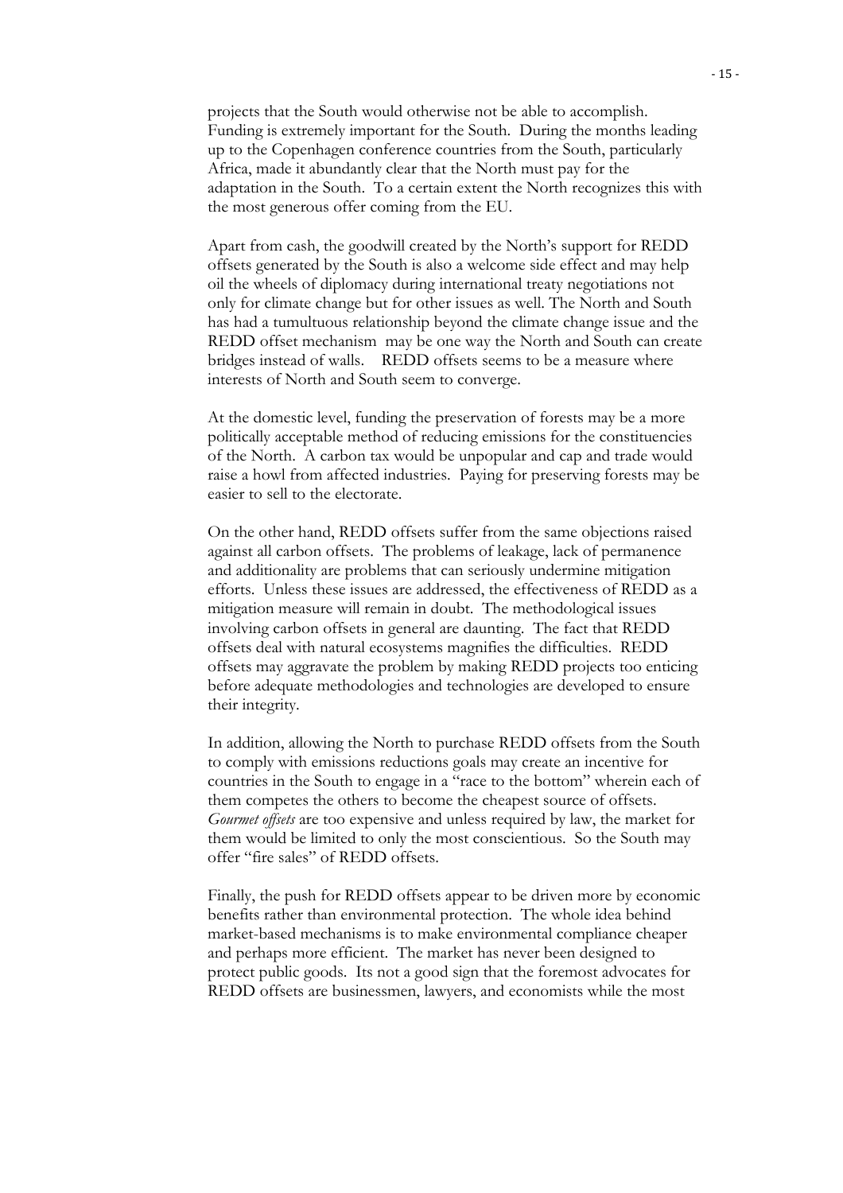projects that the South would otherwise not be able to accomplish. Funding is extremely important for the South. During the months leading up to the Copenhagen conference countries from the South, particularly Africa, made it abundantly clear that the North must pay for the adaptation in the South. To a certain extent the North recognizes this with the most generous offer coming from the EU.

Apart from cash, the goodwill created by the North's support for REDD offsets generated by the South is also a welcome side effect and may help oil the wheels of diplomacy during international treaty negotiations not only for climate change but for other issues as well. The North and South has had a tumultuous relationship beyond the climate change issue and the REDD offset mechanism may be one way the North and South can create bridges instead of walls. REDD offsets seems to be a measure where interests of North and South seem to converge.

At the domestic level, funding the preservation of forests may be a more politically acceptable method of reducing emissions for the constituencies of the North. A carbon tax would be unpopular and cap and trade would raise a howl from affected industries. Paying for preserving forests may be easier to sell to the electorate.

On the other hand, REDD offsets suffer from the same objections raised against all carbon offsets. The problems of leakage, lack of permanence and additionality are problems that can seriously undermine mitigation efforts. Unless these issues are addressed, the effectiveness of REDD as a mitigation measure will remain in doubt. The methodological issues involving carbon offsets in general are daunting. The fact that REDD offsets deal with natural ecosystems magnifies the difficulties. REDD offsets may aggravate the problem by making REDD projects too enticing before adequate methodologies and technologies are developed to ensure their integrity.

In addition, allowing the North to purchase REDD offsets from the South to comply with emissions reductions goals may create an incentive for countries in the South to engage in a "race to the bottom" wherein each of them competes the others to become the cheapest source of offsets. *Gourmet offsets* are too expensive and unless required by law, the market for them would be limited to only the most conscientious. So the South may offer "fire sales" of REDD offsets.

Finally, the push for REDD offsets appear to be driven more by economic benefits rather than environmental protection. The whole idea behind market-based mechanisms is to make environmental compliance cheaper and perhaps more efficient. The market has never been designed to protect public goods. Its not a good sign that the foremost advocates for REDD offsets are businessmen, lawyers, and economists while the most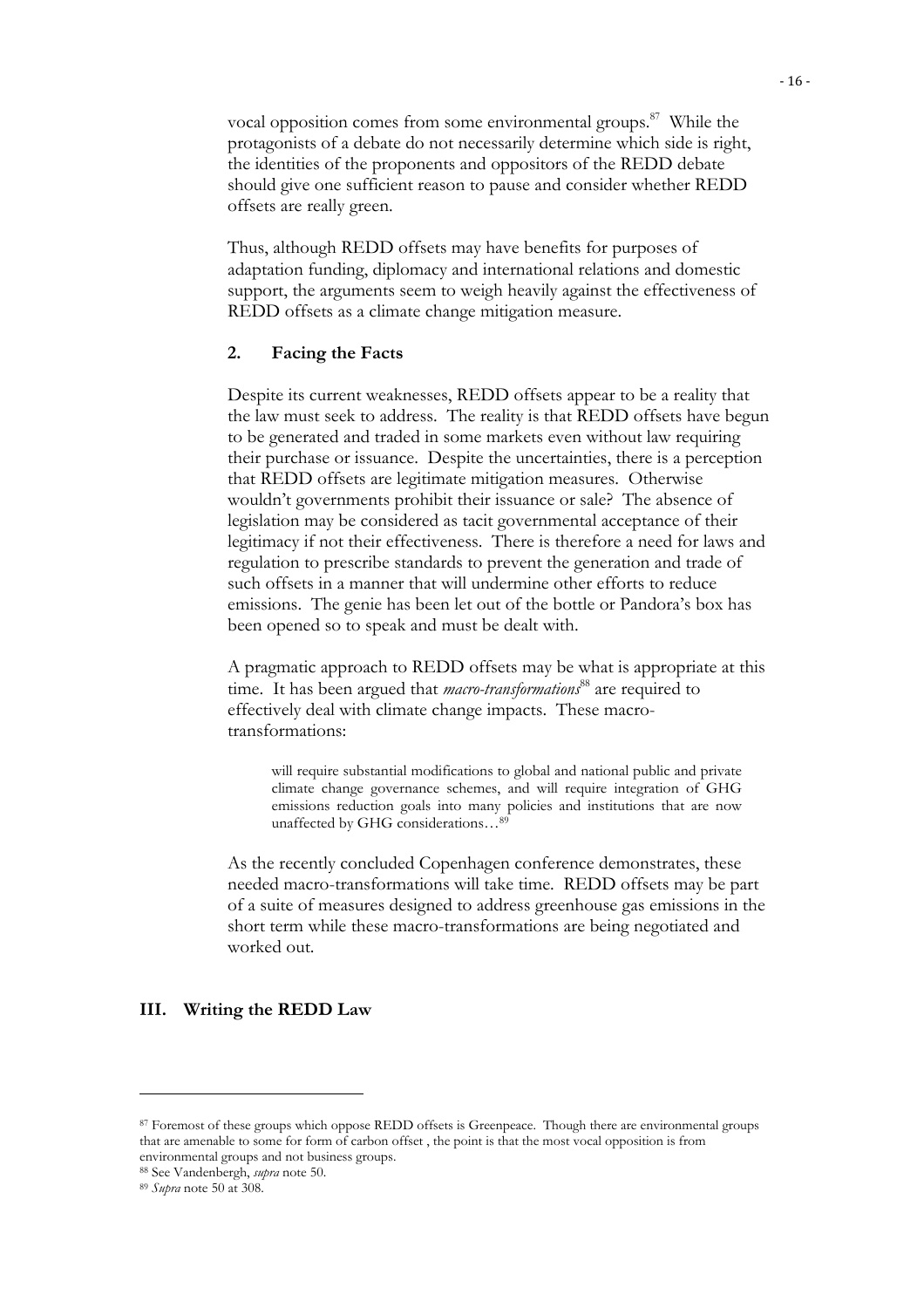vocal opposition comes from some environmental groups.[87] While the protagonists of a debate do not necessarily determine which side is right, the identities of the proponents and oppositors of the REDD debate should give one sufficient reason to pause and consider whether REDD offsets are really green.

Thus, although REDD offsets may have benefits for purposes of adaptation funding, diplomacy and international relations and domestic support, the arguments seem to weigh heavily against the effectiveness of REDD offsets as a climate change mitigation measure.

### 2. Facing the Facts

Despite its current weaknesses, REDD offsets appear to be a reality that the law must seek to address. The reality is that REDD offsets have begun to be generated and traded in some markets even without law requiring their purchase or issuance. Despite the uncertainties, there is a perception that REDD offsets are legitimate mitigation measures. Otherwise wouldn't governments prohibit their issuance or sale? The absence of legislation may be considered as tacit governmental acceptance of their legitimacy if not their effectiveness. There is therefore a need for laws and regulation to prescribe standards to prevent the generation and trade of such offsets in a manner that will undermine other efforts to reduce emissions. The genie has been let out of the bottle or Pandora's box has been opened so to speak and must be dealt with.

A pragmatic approach to REDD offsets may be what is appropriate at this time. It has been argued that *macro-transformations*[88] are required to effectively deal with climate change impacts. These macro-transformations:

> will require substantial modifications to global and national public and private climate change governance schemes, and will require integration of GHG emissions reduction goals into many policies and institutions that are now unaffected by GHG considerations…[89]

As the recently concluded Copenhagen conference demonstrates, these needed macro-transformations will take time. REDD offsets may be part of a suite of measures designed to address greenhouse gas emissions in the short term while these macro-transformations are being negotiated and worked out.

## III. Writing the REDD Law

---

[87] Foremost of these groups which oppose REDD offsets is Greenpeace. Though there are environmental groups that are amenable to some for form of carbon offset , the point is that the most vocal opposition is from environmental groups and not business groups.

[88] See Vandenbergh, *supra* note 50.

[89] *Supra* note 50 at 308.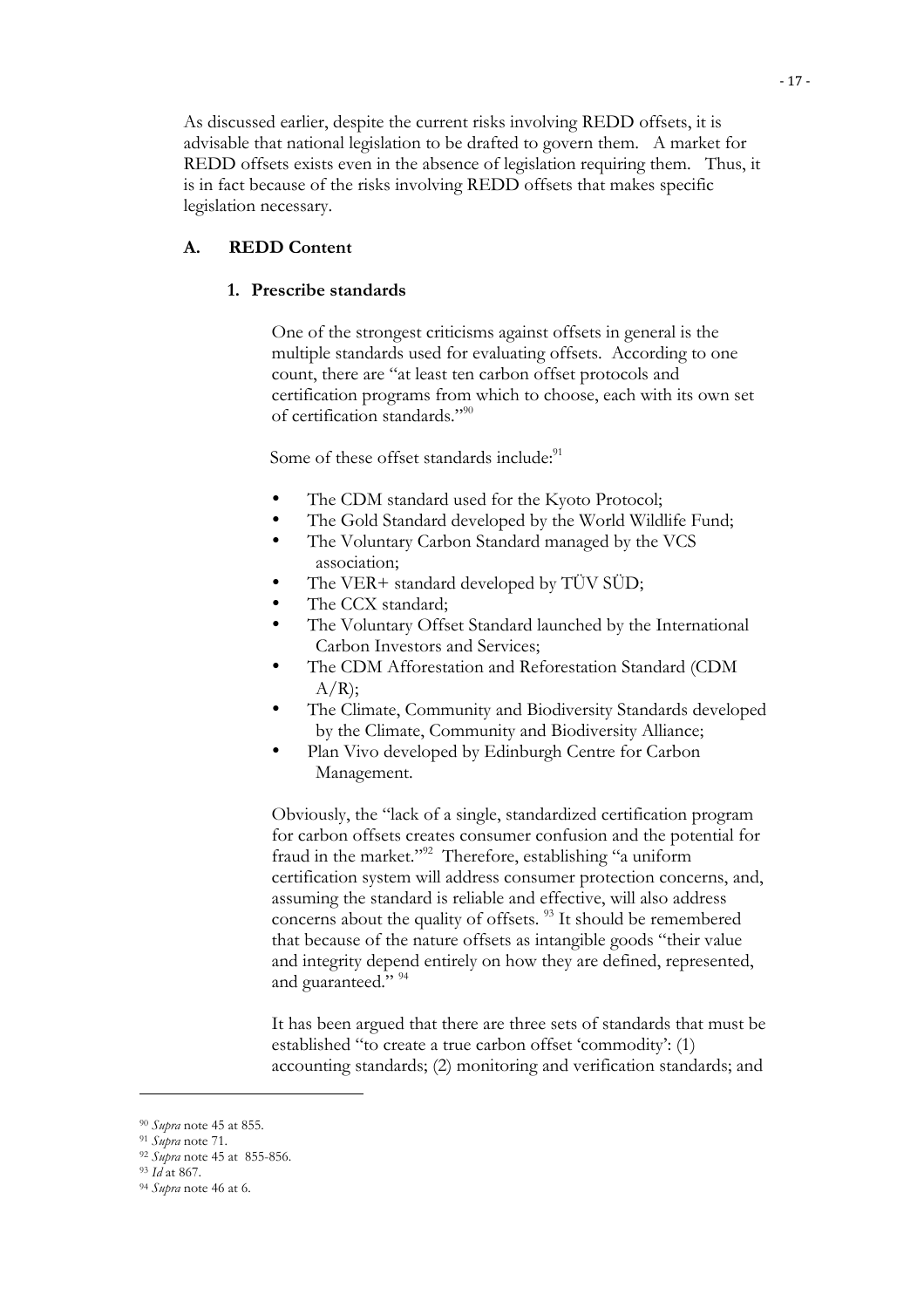As discussed earlier, despite the current risks involving REDD offsets, it is advisable that national legislation to be drafted to govern them. A market for REDD offsets exists even in the absence of legislation requiring them. Thus, it is in fact because of the risks involving REDD offsets that makes specific legislation necessary.

### A. REDD Content

#### 1. Prescribe standards

One of the strongest criticisms against offsets in general is the multiple standards used for evaluating offsets. According to one count, there are "at least ten carbon offset protocols and certification programs from which to choose, each with its own set of certification standards."[90]

Some of these offset standards include:[91]

- The CDM standard used for the Kyoto Protocol;
- The Gold Standard developed by the World Wildlife Fund;
- The Voluntary Carbon Standard managed by the VCS association;
- The VER+ standard developed by TÜV SÜD;
- The CCX standard;
- The Voluntary Offset Standard launched by the International Carbon Investors and Services;
- The CDM Afforestation and Reforestation Standard (CDM A/R);
- The Climate, Community and Biodiversity Standards developed by the Climate, Community and Biodiversity Alliance;
- Plan Vivo developed by Edinburgh Centre for Carbon Management.

Obviously, the "lack of a single, standardized certification program for carbon offsets creates consumer confusion and the potential for fraud in the market."[92] Therefore, establishing "a uniform certification system will address consumer protection concerns, and, assuming the standard is reliable and effective, will also address concerns about the quality of offsets. [93] It should be remembered that because of the nature offsets as intangible goods "their value and integrity depend entirely on how they are defined, represented, and guaranteed." [94]

It has been argued that there are three sets of standards that must be established "to create a true carbon offset 'commodity': (1) accounting standards; (2) monitoring and verification standards; and

---

[90] *Supra* note 45 at 855.

[91] *Supra* note 71.

[92] *Supra* note 45 at 855-856.

[93] *Id* at 867.

[94] *Supra* note 46 at 6.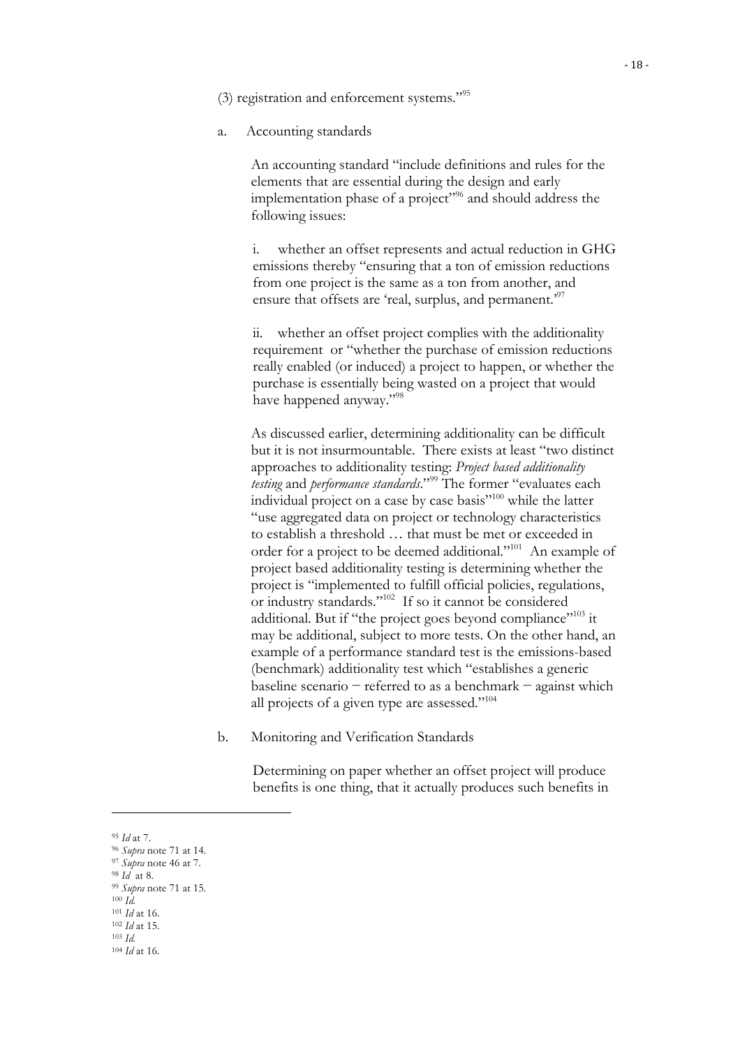(3) registration and enforcement systems."[95]

a. Accounting standards

An accounting standard "include definitions and rules for the elements that are essential during the design and early implementation phase of a project"[96] and should address the following issues:

i. whether an offset represents and actual reduction in GHG emissions thereby "ensuring that a ton of emission reductions from one project is the same as a ton from another, and ensure that offsets are 'real, surplus, and permanent.'[97]

ii. whether an offset project complies with the additionality requirement or "whether the purchase of emission reductions really enabled (or induced) a project to happen, or whether the purchase is essentially being wasted on a project that would have happened anyway."[98]

As discussed earlier, determining additionality can be difficult but it is not insurmountable. There exists at least "two distinct approaches to additionality testing: *Project based additionality testing* and *performance standards*."[99] The former "evaluates each individual project on a case by case basis"[100] while the latter "use aggregated data on project or technology characteristics to establish a threshold … that must be met or exceeded in order for a project to be deemed additional."[101] An example of project based additionality testing is determining whether the project is "implemented to fulfill official policies, regulations, or industry standards."[102] If so it cannot be considered additional. But if "the project goes beyond compliance"[103] it may be additional, subject to more tests. On the other hand, an example of a performance standard test is the emissions-based (benchmark) additionality test which "establishes a generic baseline scenario – referred to as a benchmark – against which all projects of a given type are assessed."[104]

b. Monitoring and Verification Standards

Determining on paper whether an offset project will produce benefits is one thing, that it actually produces such benefits in

---

[95] *Id* at 7.
[96] *Supra* note 71 at 14.
[97] *Supra* note 46 at 7.
[98] *Id* at 8.
[99] *Supra* note 71 at 15.
[100] *Id.*
[101] *Id* at 16.
[102] *Id* at 15.
[103] *Id.*
[104] *Id* at 16.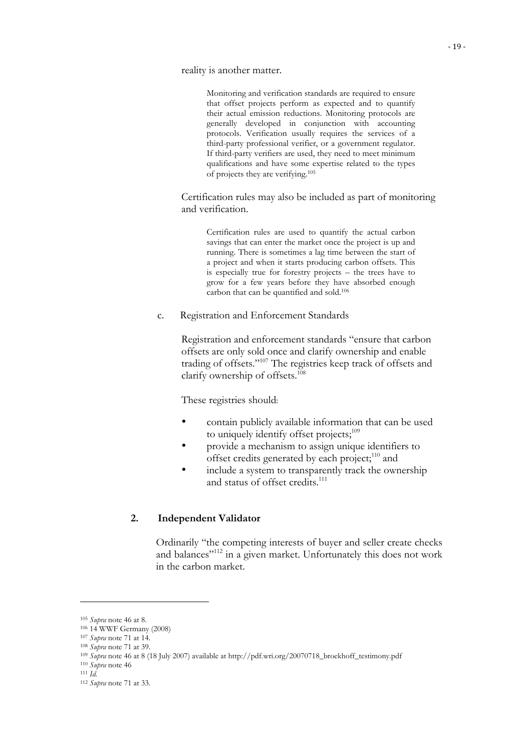reality is another matter.

> Monitoring and verification standards are required to ensure that offset projects perform as expected and to quantify their actual emission reductions. Monitoring protocols are generally developed in conjunction with accounting protocols. Verification usually requires the services of a third-party professional verifier, or a government regulator. If third-party verifiers are used, they need to meet minimum qualifications and have some expertise related to the types of projects they are verifying.[105]

Certification rules may also be included as part of monitoring and verification.

> Certification rules are used to quantify the actual carbon savings that can enter the market once the project is up and running. There is sometimes a lag time between the start of a project and when it starts producing carbon offsets. This is especially true for forestry projects – the trees have to grow for a few years before they have absorbed enough carbon that can be quantified and sold.[106]

c. Registration and Enforcement Standards

Registration and enforcement standards "ensure that carbon offsets are only sold once and clarify ownership and enable trading of offsets."[107] The registries keep track of offsets and clarify ownership of offsets.[108]

These registries should:

- contain publicly available information that can be used to uniquely identify offset projects;[109]
- provide a mechanism to assign unique identifiers to offset credits generated by each project;[110] and
- include a system to transparently track the ownership and status of offset credits.[111]

### 2. Independent Validator

Ordinarily "the competing interests of buyer and seller create checks and balances"[112] in a given market. Unfortunately this does not work in the carbon market.

---

[105] *Supra* note 46 at 8.
[106] 14 WWF Germany (2008)
[107] *Supra* note 71 at 14.
[108] *Supra* note 71 at 39.
[109] *Supra* note 46 at 8 (18 July 2007) available at http://pdf.wri.org/20070718_broekhoff_testimony.pdf
[110] *Supra* note 46
[111] *Id.*
[112] *Supra* note 71 at 33.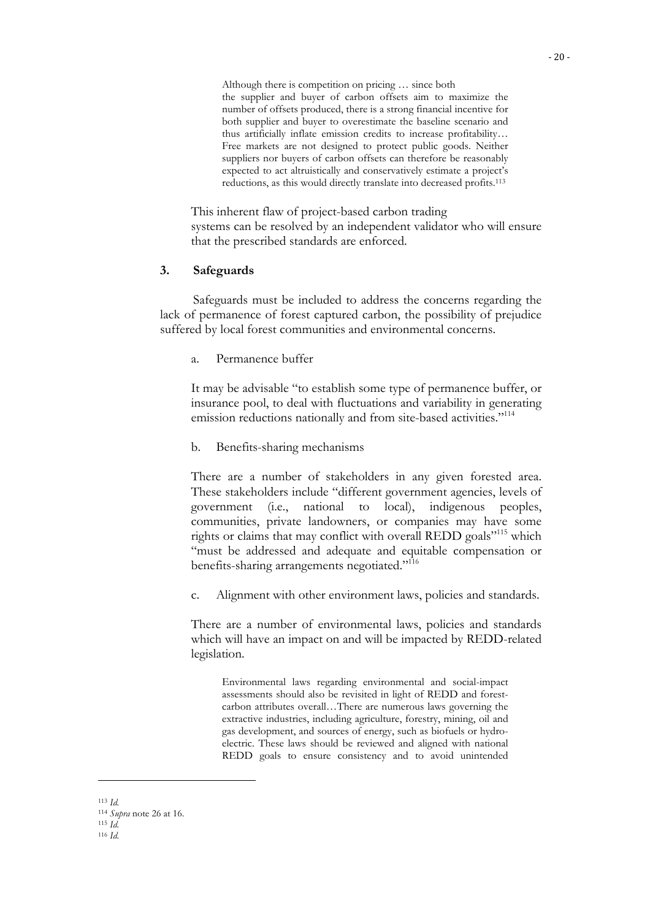> Although there is competition on pricing … since both the supplier and buyer of carbon offsets aim to maximize the number of offsets produced, there is a strong financial incentive for both supplier and buyer to overestimate the baseline scenario and thus artificially inflate emission credits to increase profitability… Free markets are not designed to protect public goods. Neither suppliers nor buyers of carbon offsets can therefore be reasonably expected to act altruistically and conservatively estimate a project's reductions, as this would directly translate into decreased profits.[113]

This inherent flaw of project-based carbon trading systems can be resolved by an independent validator who will ensure that the prescribed standards are enforced.

### 3. Safeguards

Safeguards must be included to address the concerns regarding the lack of permanence of forest captured carbon, the possibility of prejudice suffered by local forest communities and environmental concerns.

a. Permanence buffer

It may be advisable "to establish some type of permanence buffer, or insurance pool, to deal with fluctuations and variability in generating emission reductions nationally and from site-based activities."[114]

b. Benefits-sharing mechanisms

There are a number of stakeholders in any given forested area. These stakeholders include "different government agencies, levels of government (i.e., national to local), indigenous peoples, communities, private landowners, or companies may have some rights or claims that may conflict with overall REDD goals"[115] which "must be addressed and adequate and equitable compensation or benefits-sharing arrangements negotiated."[116]

c. Alignment with other environment laws, policies and standards.

There are a number of environmental laws, policies and standards which will have an impact on and will be impacted by REDD-related legislation.

> Environmental laws regarding environmental and social-impact assessments should also be revisited in light of REDD and forest-carbon attributes overall…There are numerous laws governing the extractive industries, including agriculture, forestry, mining, oil and gas development, and sources of energy, such as biofuels or hydro-electric. These laws should be reviewed and aligned with national REDD goals to ensure consistency and to avoid unintended

---

[113] *Id.*
[114] *Supra* note 26 at 16.
[115] *Id.*
[116] *Id.*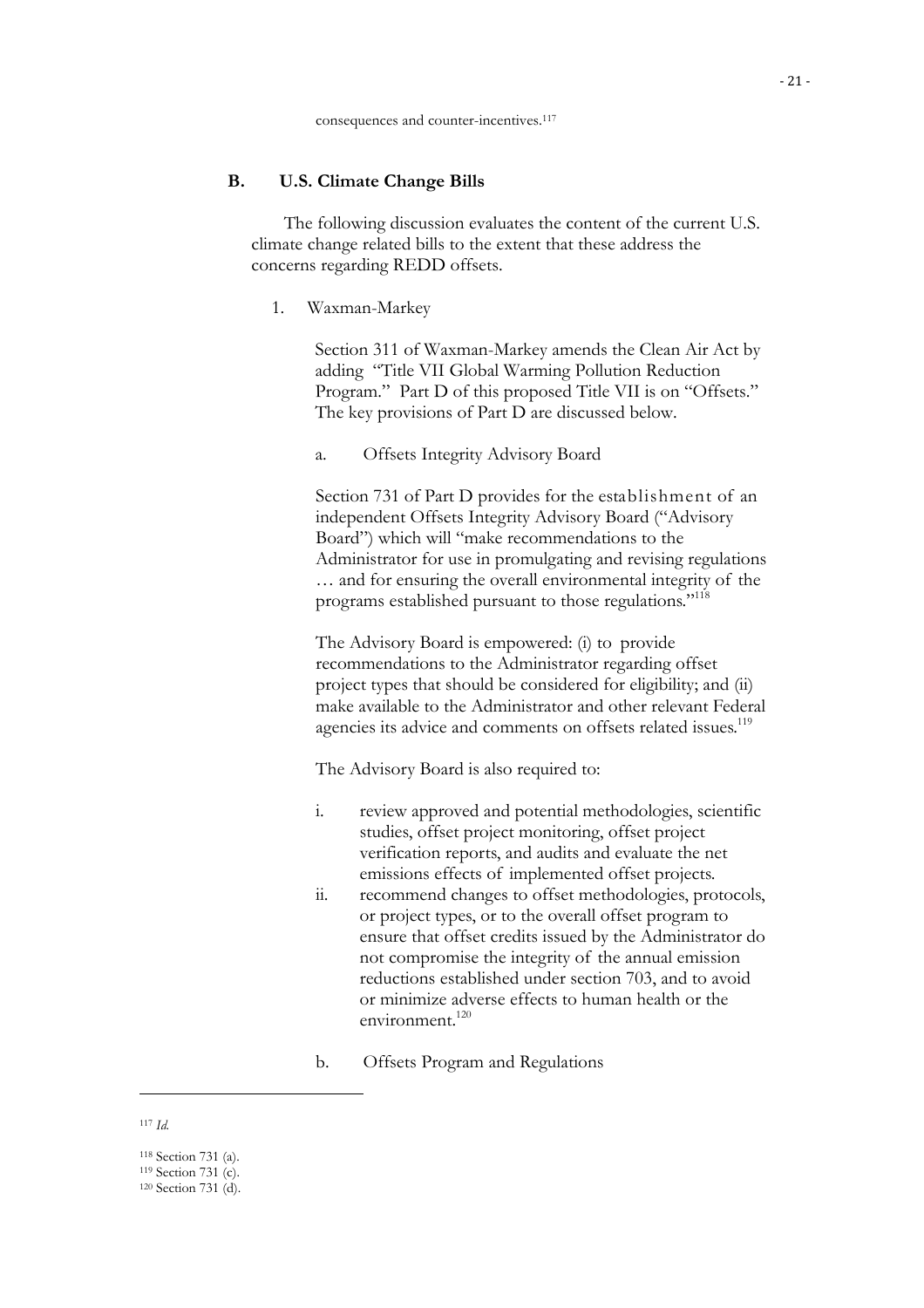consequences and counter-incentives.[117]

## B. U.S. Climate Change Bills

The following discussion evaluates the content of the current U.S. climate change related bills to the extent that these address the concerns regarding REDD offsets.

### 1. Waxman-Markey

Section 311 of Waxman-Markey amends the Clean Air Act by adding "Title VII Global Warming Pollution Reduction Program." Part D of this proposed Title VII is on "Offsets." The key provisions of Part D are discussed below.

#### a. Offsets Integrity Advisory Board

Section 731 of Part D provides for the establishment of an independent Offsets Integrity Advisory Board ("Advisory Board") which will "make recommendations to the Administrator for use in promulgating and revising regulations … and for ensuring the overall environmental integrity of the programs established pursuant to those regulations."[118]

The Advisory Board is empowered: (i) to provide recommendations to the Administrator regarding offset project types that should be considered for eligibility; and (ii) make available to the Administrator and other relevant Federal agencies its advice and comments on offsets related issues.[119]

The Advisory Board is also required to:

i. review approved and potential methodologies, scientific studies, offset project monitoring, offset project verification reports, and audits and evaluate the net emissions effects of implemented offset projects.
ii. recommend changes to offset methodologies, protocols, or project types, or to the overall offset program to ensure that offset credits issued by the Administrator do not compromise the integrity of the annual emission reductions established under section 703, and to avoid or minimize adverse effects to human health or the environment.[120]

#### b. Offsets Program and Regulations

---

[117] *Id.*

[118] Section 731 (a).

[119] Section 731 (c).

[120] Section 731 (d).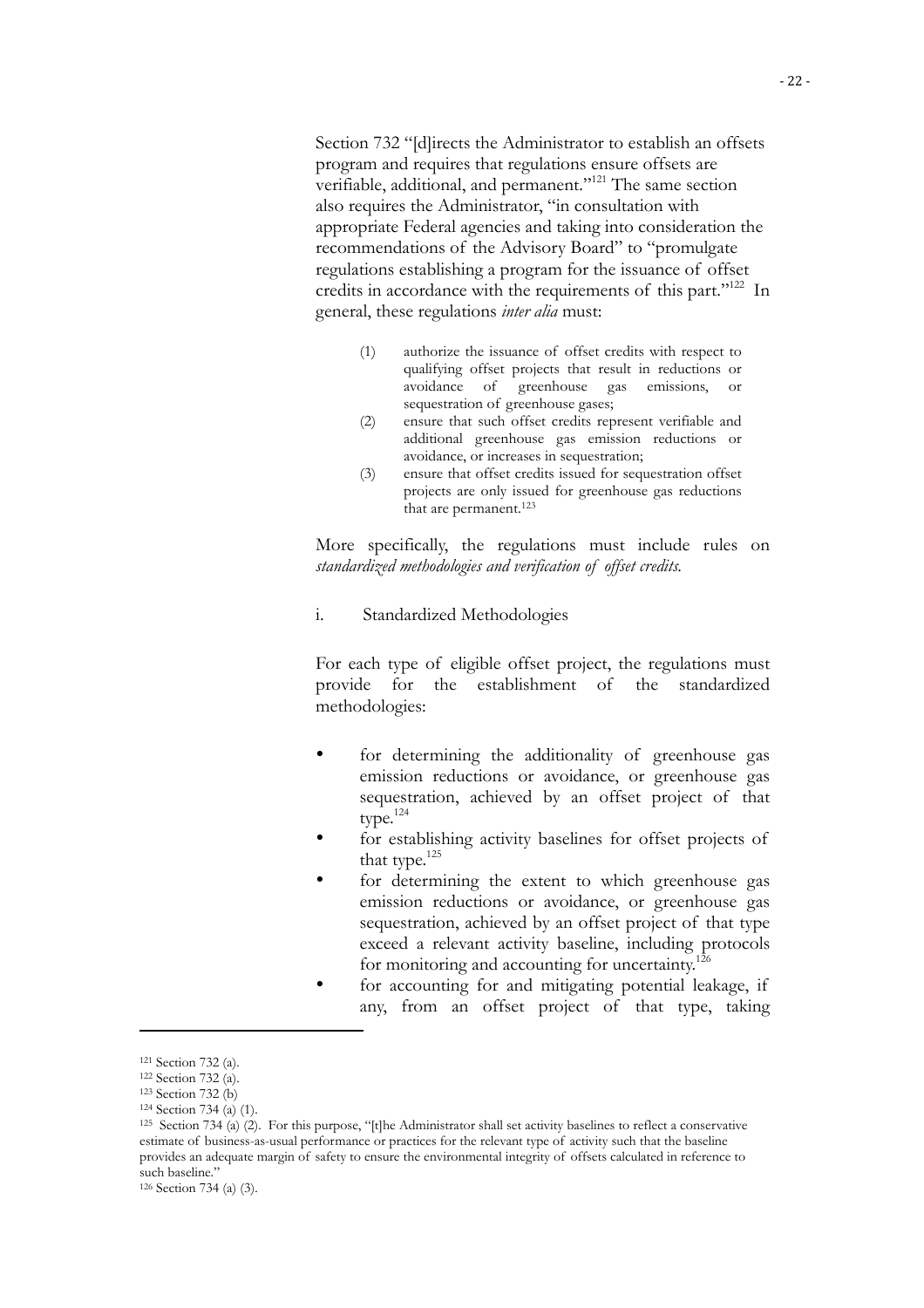Section 732 "[d]irects the Administrator to establish an offsets program and requires that regulations ensure offsets are verifiable, additional, and permanent."[121] The same section also requires the Administrator, "in consultation with appropriate Federal agencies and taking into consideration the recommendations of the Advisory Board" to "promulgate regulations establishing a program for the issuance of offset credits in accordance with the requirements of this part."[122] In general, these regulations *inter alia* must:

> (1) authorize the issuance of offset credits with respect to qualifying offset projects that result in reductions or avoidance of greenhouse gas emissions, or sequestration of greenhouse gases;
>
> (2) ensure that such offset credits represent verifiable and additional greenhouse gas emission reductions or avoidance, or increases in sequestration;
>
> (3) ensure that offset credits issued for sequestration offset projects are only issued for greenhouse gas reductions that are permanent.[123]

More specifically, the regulations must include rules on *standardized methodologies and verification of offset credits.*

i. Standardized Methodologies

For each type of eligible offset project, the regulations must provide for the establishment of the standardized methodologies:

- for determining the additionality of greenhouse gas emission reductions or avoidance, or greenhouse gas sequestration, achieved by an offset project of that type.[124]
- for establishing activity baselines for offset projects of that type.[125]
- for determining the extent to which greenhouse gas emission reductions or avoidance, or greenhouse gas sequestration, achieved by an offset project of that type exceed a relevant activity baseline, including protocols for monitoring and accounting for uncertainty.[126]
- for accounting for and mitigating potential leakage, if any, from an offset project of that type, taking

---

[121] Section 732 (a).

[122] Section 732 (a).

[123] Section 732 (b)

[124] Section 734 (a) (1).

[125] Section 734 (a) (2). For this purpose, "[t]he Administrator shall set activity baselines to reflect a conservative estimate of business-as-usual performance or practices for the relevant type of activity such that the baseline provides an adequate margin of safety to ensure the environmental integrity of offsets calculated in reference to such baseline."

[126] Section 734 (a) (3).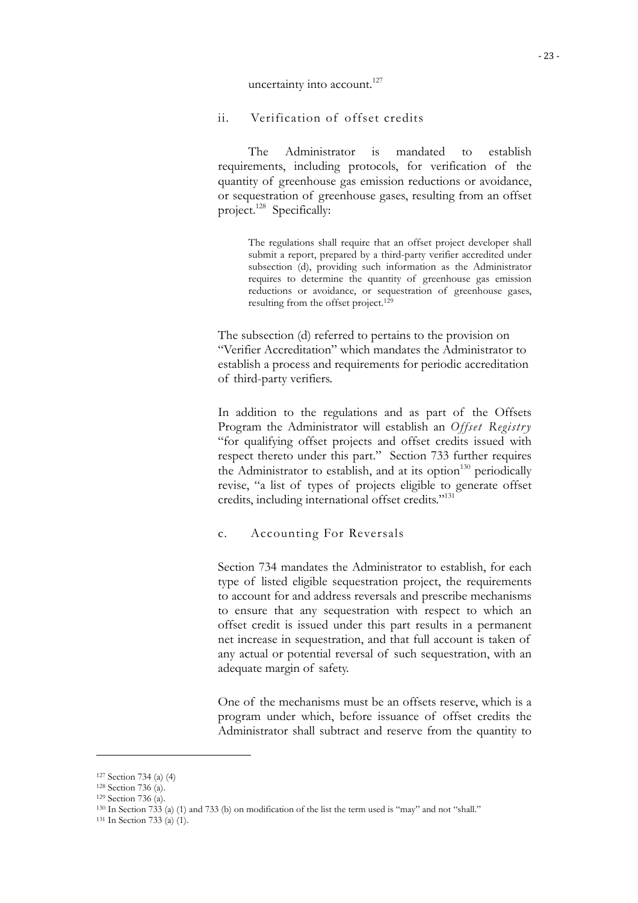uncertainty into account.[127]

### ii. Verification of offset credits

The Administrator is mandated to establish requirements, including protocols, for verification of the quantity of greenhouse gas emission reductions or avoidance, or sequestration of greenhouse gases, resulting from an offset project.[128] Specifically:

> The regulations shall require that an offset project developer shall submit a report, prepared by a third-party verifier accredited under subsection (d), providing such information as the Administrator requires to determine the quantity of greenhouse gas emission reductions or avoidance, or sequestration of greenhouse gases, resulting from the offset project.[129]

The subsection (d) referred to pertains to the provision on "Verifier Accreditation" which mandates the Administrator to establish a process and requirements for periodic accreditation of third-party verifiers.

In addition to the regulations and as part of the Offsets Program the Administrator will establish an *Offset Registry* "for qualifying offset projects and offset credits issued with respect thereto under this part." Section 733 further requires the Administrator to establish, and at its option[130] periodically revise, "a list of types of projects eligible to generate offset credits, including international offset credits."[131]

### c. Accounting For Reversals

Section 734 mandates the Administrator to establish, for each type of listed eligible sequestration project, the requirements to account for and address reversals and prescribe mechanisms to ensure that any sequestration with respect to which an offset credit is issued under this part results in a permanent net increase in sequestration, and that full account is taken of any actual or potential reversal of such sequestration, with an adequate margin of safety.

One of the mechanisms must be an offsets reserve, which is a program under which, before issuance of offset credits the Administrator shall subtract and reserve from the quantity to

---

[127] Section 734 (a) (4)

[128] Section 736 (a).

[129] Section 736 (a).

[130] In Section 733 (a) (1) and 733 (b) on modification of the list the term used is "may" and not "shall."

[131] In Section 733 (a) (1).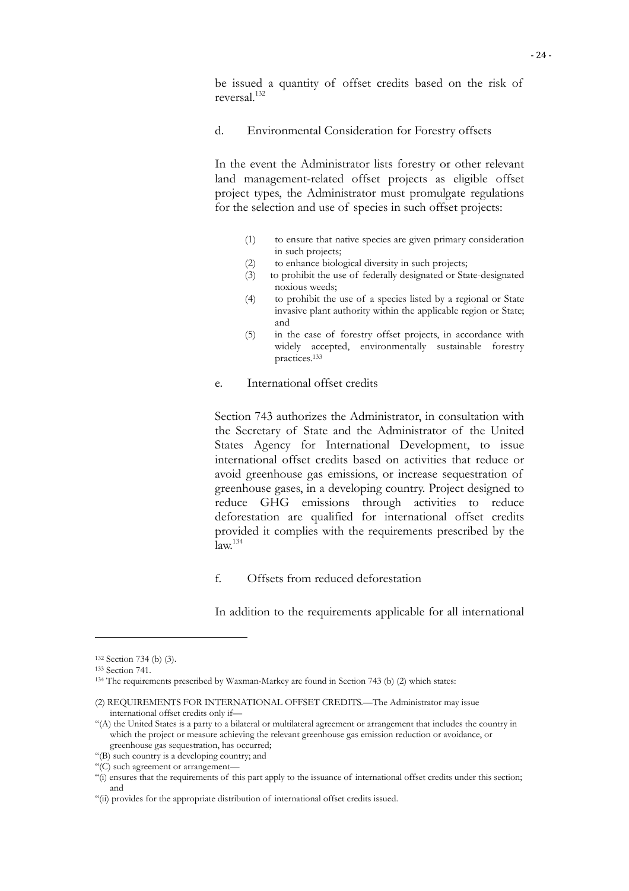be issued a quantity of offset credits based on the risk of reversal.[132]

d. Environmental Consideration for Forestry offsets

In the event the Administrator lists forestry or other relevant land management-related offset projects as eligible offset project types, the Administrator must promulgate regulations for the selection and use of species in such offset projects:

(1) to ensure that native species are given primary consideration in such projects;
(2) to enhance biological diversity in such projects;
(3) to prohibit the use of federally designated or State-designated noxious weeds;
(4) to prohibit the use of a species listed by a regional or State invasive plant authority within the applicable region or State; and
(5) in the case of forestry offset projects, in accordance with widely accepted, environmentally sustainable forestry practices.[133]

e. International offset credits

Section 743 authorizes the Administrator, in consultation with the Secretary of State and the Administrator of the United States Agency for International Development, to issue international offset credits based on activities that reduce or avoid greenhouse gas emissions, or increase sequestration of greenhouse gases, in a developing country. Project designed to reduce GHG emissions through activities to reduce deforestation are qualified for international offset credits provided it complies with the requirements prescribed by the law.[134]

f. Offsets from reduced deforestation

In addition to the requirements applicable for all international

---

[132] Section 734 (b) (3).

[133] Section 741.

[134] The requirements prescribed by Waxman-Markey are found in Section 743 (b) (2) which states:

(2) REQUIREMENTS FOR INTERNATIONAL OFFSET CREDITS.—The Administrator may issue international offset credits only if—

"(A) the United States is a party to a bilateral or multilateral agreement or arrangement that includes the country in which the project or measure achieving the relevant greenhouse gas emission reduction or avoidance, or greenhouse gas sequestration, has occurred;

"(B) such country is a developing country; and

"(C) such agreement or arrangement—

"(i) ensures that the requirements of this part apply to the issuance of international offset credits under this section; and

"(ii) provides for the appropriate distribution of international offset credits issued.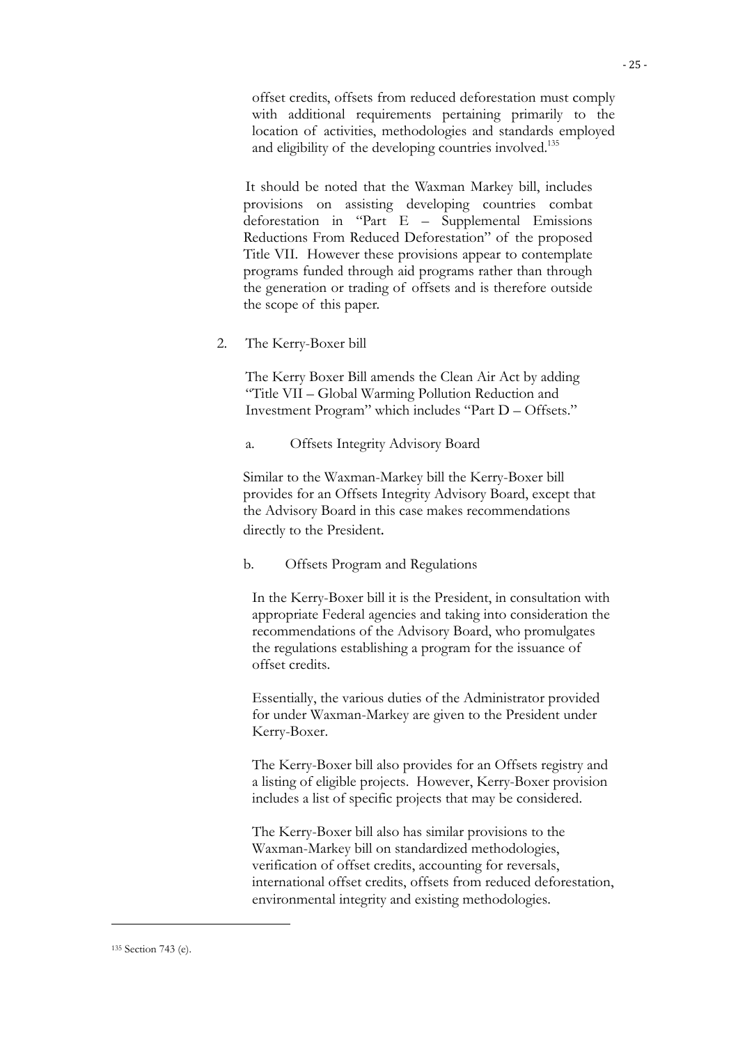offset credits, offsets from reduced deforestation must comply with additional requirements pertaining primarily to the location of activities, methodologies and standards employed and eligibility of the developing countries involved.[135]

It should be noted that the Waxman Markey bill, includes provisions on assisting developing countries combat deforestation in "Part E – Supplemental Emissions Reductions From Reduced Deforestation" of the proposed Title VII. However these provisions appear to contemplate programs funded through aid programs rather than through the generation or trading of offsets and is therefore outside the scope of this paper.

2. The Kerry-Boxer bill

The Kerry Boxer Bill amends the Clean Air Act by adding "Title VII – Global Warming Pollution Reduction and Investment Program" which includes "Part D – Offsets."

a. Offsets Integrity Advisory Board

Similar to the Waxman-Markey bill the Kerry-Boxer bill provides for an Offsets Integrity Advisory Board, except that the Advisory Board in this case makes recommendations directly to the President.

b. Offsets Program and Regulations

In the Kerry-Boxer bill it is the President, in consultation with appropriate Federal agencies and taking into consideration the recommendations of the Advisory Board, who promulgates the regulations establishing a program for the issuance of offset credits.

Essentially, the various duties of the Administrator provided for under Waxman-Markey are given to the President under Kerry-Boxer.

The Kerry-Boxer bill also provides for an Offsets registry and a listing of eligible projects. However, Kerry-Boxer provision includes a list of specific projects that may be considered.

The Kerry-Boxer bill also has similar provisions to the Waxman-Markey bill on standardized methodologies, verification of offset credits, accounting for reversals, international offset credits, offsets from reduced deforestation, environmental integrity and existing methodologies.

---

[135] Section 743 (e).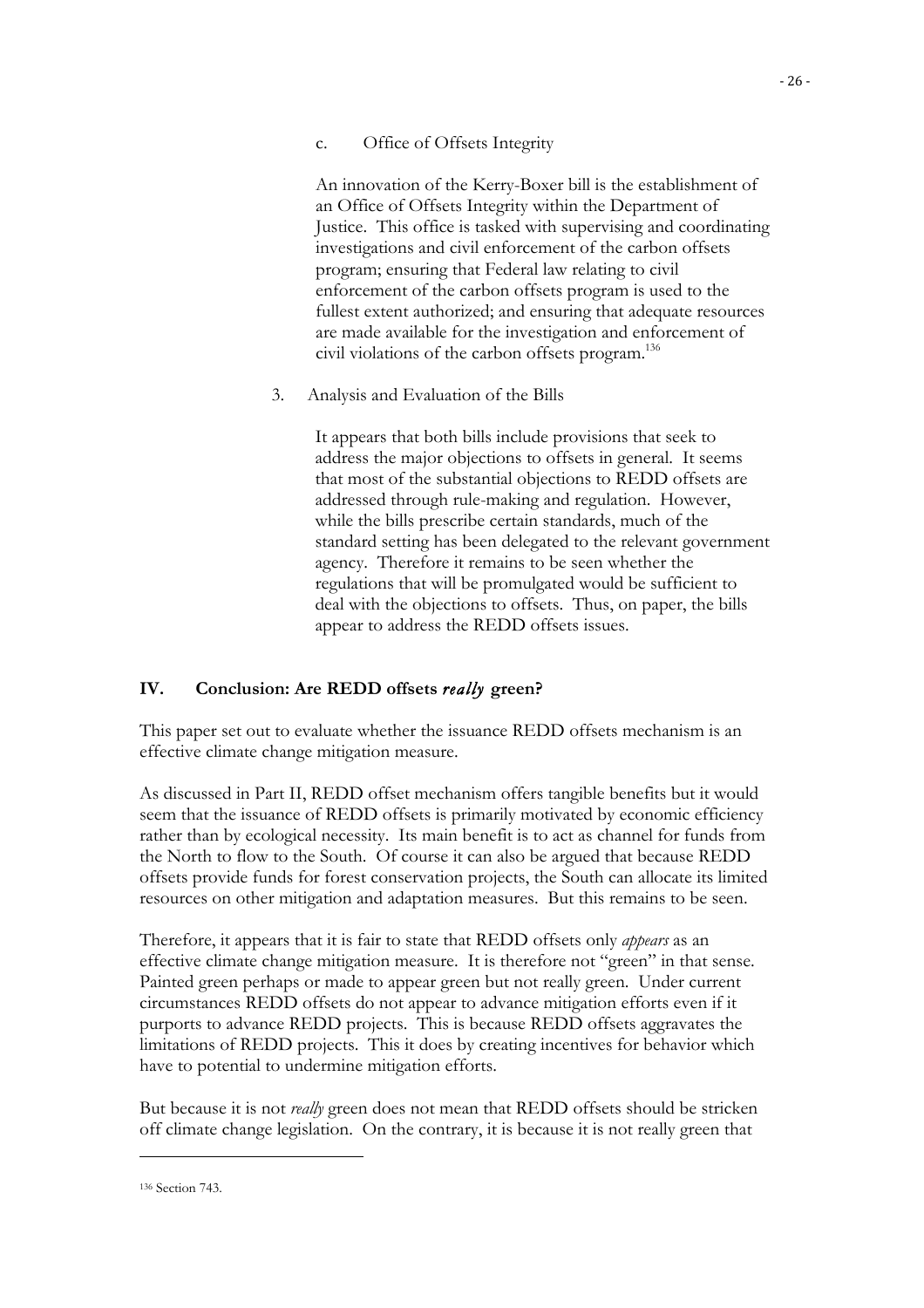c. Office of Offsets Integrity

An innovation of the Kerry-Boxer bill is the establishment of an Office of Offsets Integrity within the Department of Justice. This office is tasked with supervising and coordinating investigations and civil enforcement of the carbon offsets program; ensuring that Federal law relating to civil enforcement of the carbon offsets program is used to the fullest extent authorized; and ensuring that adequate resources are made available for the investigation and enforcement of civil violations of the carbon offsets program.[136]

3. Analysis and Evaluation of the Bills

It appears that both bills include provisions that seek to address the major objections to offsets in general. It seems that most of the substantial objections to REDD offsets are addressed through rule-making and regulation. However, while the bills prescribe certain standards, much of the standard setting has been delegated to the relevant government agency. Therefore it remains to be seen whether the regulations that will be promulgated would be sufficient to deal with the objections to offsets. Thus, on paper, the bills appear to address the REDD offsets issues.

## IV. Conclusion: Are REDD offsets *really* green?

This paper set out to evaluate whether the issuance REDD offsets mechanism is an effective climate change mitigation measure.

As discussed in Part II, REDD offset mechanism offers tangible benefits but it would seem that the issuance of REDD offsets is primarily motivated by economic efficiency rather than by ecological necessity. Its main benefit is to act as channel for funds from the North to flow to the South. Of course it can also be argued that because REDD offsets provide funds for forest conservation projects, the South can allocate its limited resources on other mitigation and adaptation measures. But this remains to be seen.

Therefore, it appears that it is fair to state that REDD offsets only *appears* as an effective climate change mitigation measure. It is therefore not "green" in that sense. Painted green perhaps or made to appear green but not really green. Under current circumstances REDD offsets do not appear to advance mitigation efforts even if it purports to advance REDD projects. This is because REDD offsets aggravates the limitations of REDD projects. This it does by creating incentives for behavior which have to potential to undermine mitigation efforts.

But because it is not *really* green does not mean that REDD offsets should be stricken off climate change legislation. On the contrary, it is because it is not really green that

[136] Section 743.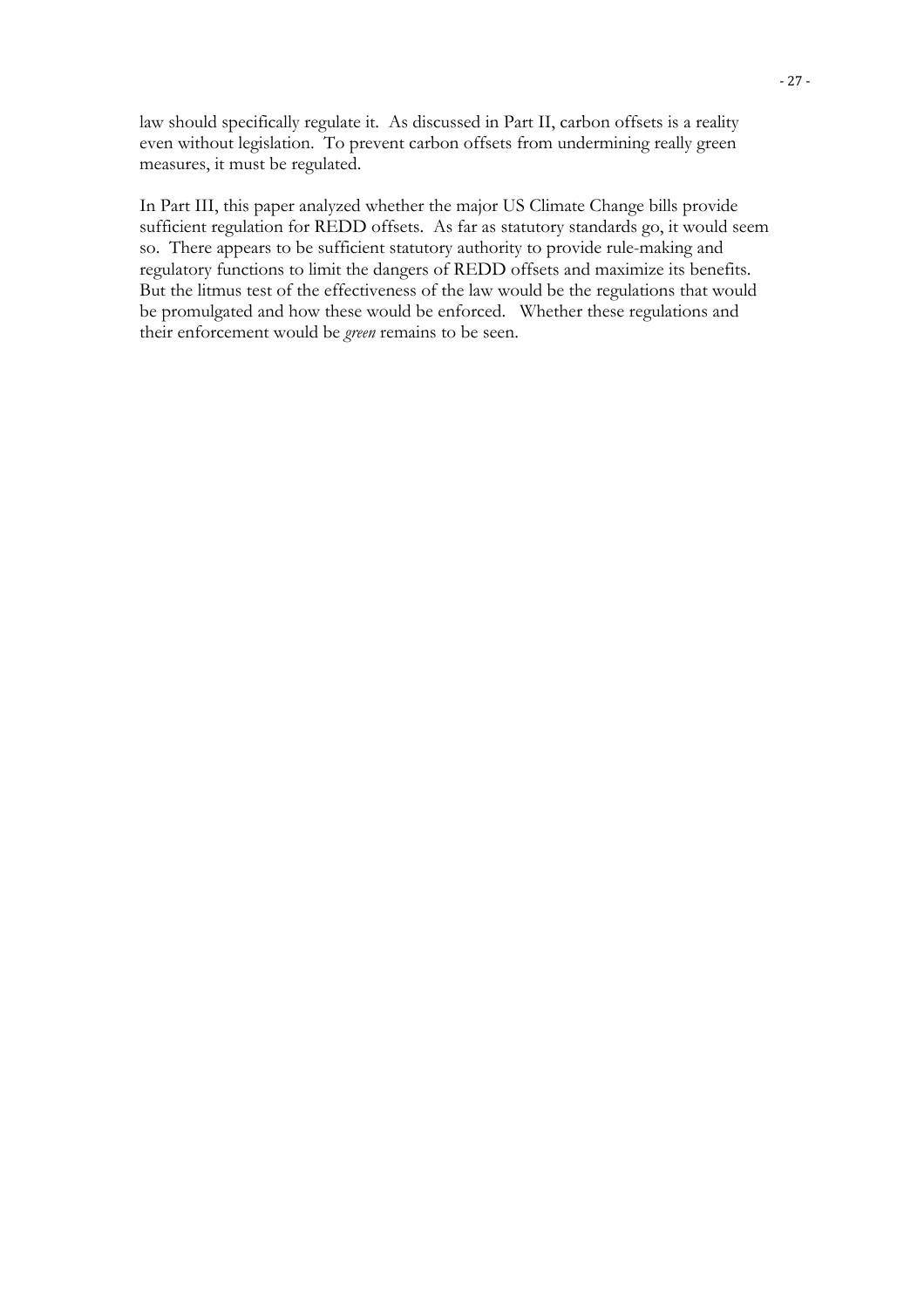law should specifically regulate it. As discussed in Part II, carbon offsets is a reality even without legislation. To prevent carbon offsets from undermining really green measures, it must be regulated.

In Part III, this paper analyzed whether the major US Climate Change bills provide sufficient regulation for REDD offsets. As far as statutory standards go, it would seem so. There appears to be sufficient statutory authority to provide rule-making and regulatory functions to limit the dangers of REDD offsets and maximize its benefits. But the litmus test of the effectiveness of the law would be the regulations that would be promulgated and how these would be enforced. Whether these regulations and their enforcement would be *green* remains to be seen.